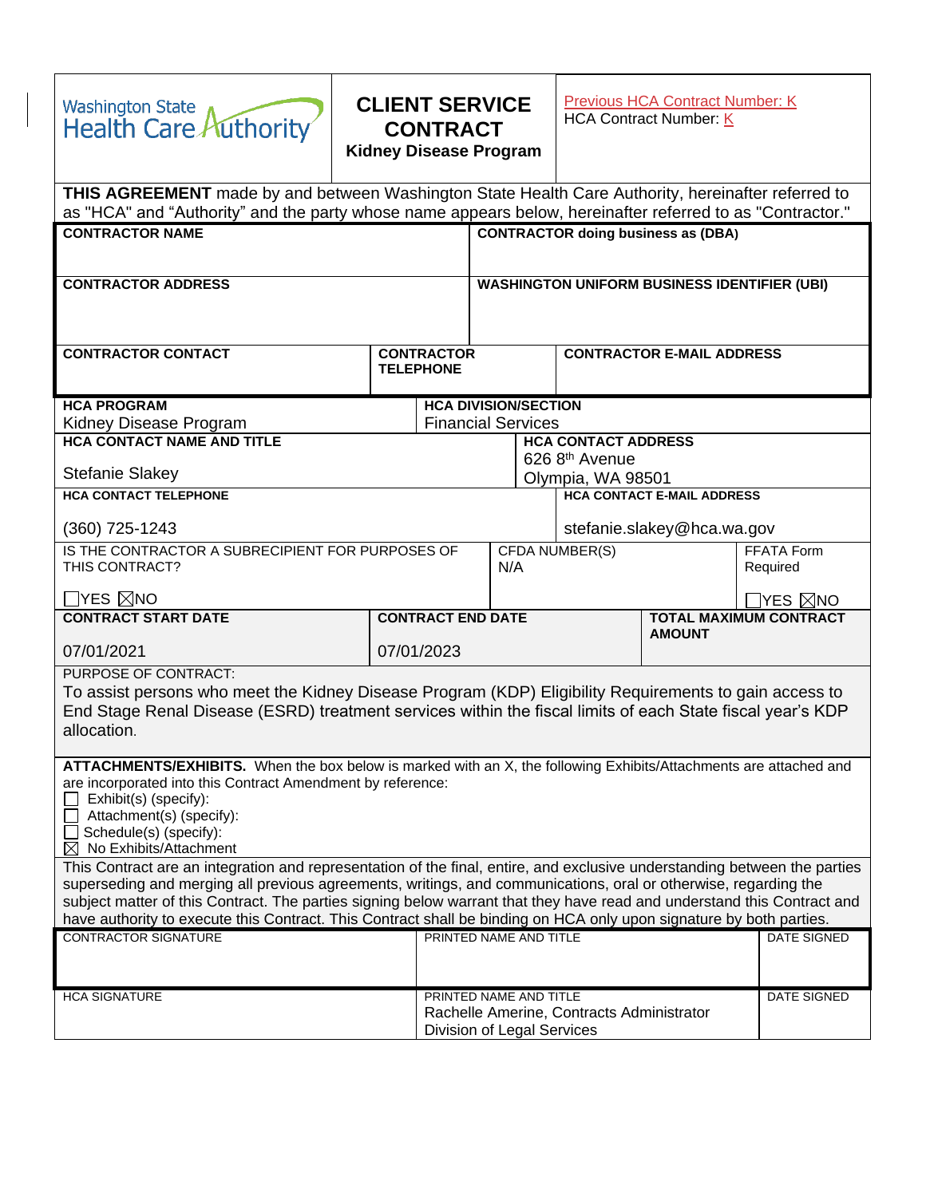Washington State Health Care Authority

# CLIENT SERVICE CONTRACT
## Kidney Disease Program

Previous HCA Contract Number: K
HCA Contract Number: K

**THIS AGREEMENT** made by and between Washington State Health Care Authority, hereinafter referred to as "HCA" and "Authority" and the party whose name appears below, hereinafter referred to as "Contractor."

| | |
|---|---|
| **CONTRACTOR NAME** | **CONTRACTOR doing business as (DBA)** |
| **CONTRACTOR ADDRESS** | **WASHINGTON UNIFORM BUSINESS IDENTIFIER (UBI)** |

| | | |
|---|---|---|
| **CONTRACTOR CONTACT** | **CONTRACTOR TELEPHONE** | **CONTRACTOR E-MAIL ADDRESS** |

| | |
|---|---|
| **HCA PROGRAM**<br>Kidney Disease Program | **HCA DIVISION/SECTION**<br>Financial Services |
| **HCA CONTACT NAME AND TITLE**<br>Stefanie Slakey | **HCA CONTACT ADDRESS**<br>626 8th Avenue<br>Olympia, WA 98501 |
| **HCA CONTACT TELEPHONE**<br>(360) 725-1243 | **HCA CONTACT E-MAIL ADDRESS**<br>stefanie.slakey@hca.wa.gov |

| | | |
|---|---|---|
| IS THE CONTRACTOR A SUBRECIPIENT FOR PURPOSES OF THIS CONTRACT?<br>☐YES ☒NO | CFDA NUMBER(S)<br>N/A | FFATA Form Required<br>☐YES ☒NO |
| **CONTRACT START DATE**<br>07/01/2021 | **CONTRACT END DATE**<br>07/01/2023 | **TOTAL MAXIMUM CONTRACT AMOUNT** |

PURPOSE OF CONTRACT:
To assist persons who meet the Kidney Disease Program (KDP) Eligibility Requirements to gain access to End Stage Renal Disease (ESRD) treatment services within the fiscal limits of each State fiscal year's KDP allocation.

**ATTACHMENTS/EXHIBITS.** When the box below is marked with an X, the following Exhibits/Attachments are attached and are incorporated into this Contract Amendment by reference:

- ☐ Exhibit(s) (specify):
- ☐ Attachment(s) (specify):
- ☐ Schedule(s) (specify):
- ☒ No Exhibits/Attachment

This Contract are an integration and representation of the final, entire, and exclusive understanding between the parties superseding and merging all previous agreements, writings, and communications, oral or otherwise, regarding the subject matter of this Contract. The parties signing below warrant that they have read and understand this Contract and have authority to execute this Contract. This Contract shall be binding on HCA only upon signature by both parties.

| | | |
|---|---|---|
| CONTRACTOR SIGNATURE | PRINTED NAME AND TITLE | DATE SIGNED |
| HCA SIGNATURE | PRINTED NAME AND TITLE<br>Rachelle Amerine, Contracts Administrator<br>Division of Legal Services | DATE SIGNED |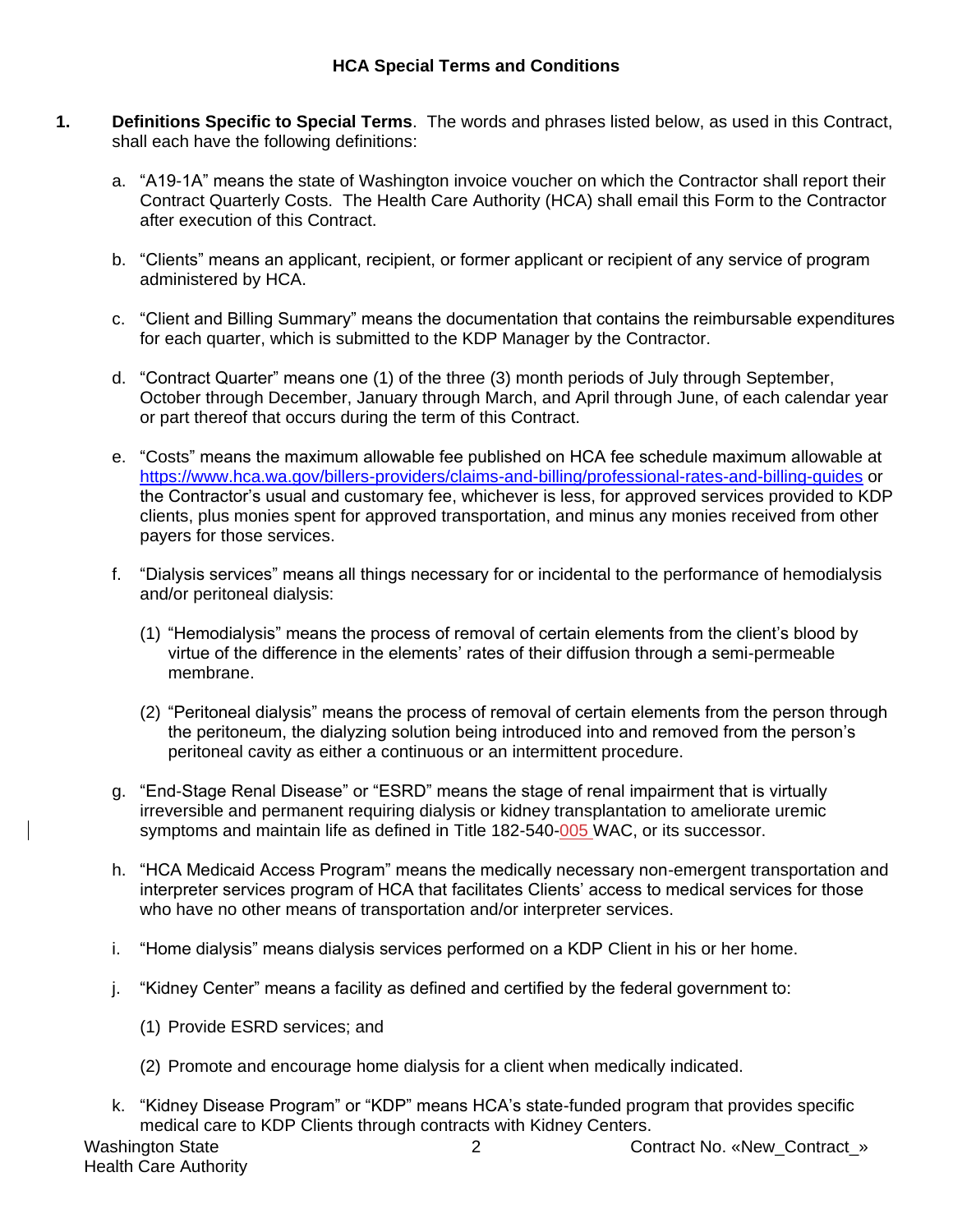### HCA Special Terms and Conditions

1. **Definitions Specific to Special Terms**. The words and phrases listed below, as used in this Contract, shall each have the following definitions:

   a. "A19-1A" means the state of Washington invoice voucher on which the Contractor shall report their Contract Quarterly Costs. The Health Care Authority (HCA) shall email this Form to the Contractor after execution of this Contract.

   b. "Clients" means an applicant, recipient, or former applicant or recipient of any service of program administered by HCA.

   c. "Client and Billing Summary" means the documentation that contains the reimbursable expenditures for each quarter, which is submitted to the KDP Manager by the Contractor.

   d. "Contract Quarter" means one (1) of the three (3) month periods of July through September, October through December, January through March, and April through June, of each calendar year or part thereof that occurs during the term of this Contract.

   e. "Costs" means the maximum allowable fee published on HCA fee schedule maximum allowable at https://www.hca.wa.gov/billers-providers/claims-and-billing/professional-rates-and-billing-guides or the Contractor's usual and customary fee, whichever is less, for approved services provided to KDP clients, plus monies spent for approved transportation, and minus any monies received from other payers for those services.

   f. "Dialysis services" means all things necessary for or incidental to the performance of hemodialysis and/or peritoneal dialysis:

      (1) "Hemodialysis" means the process of removal of certain elements from the client's blood by virtue of the difference in the elements' rates of their diffusion through a semi-permeable membrane.

      (2) "Peritoneal dialysis" means the process of removal of certain elements from the person through the peritoneum, the dialyzing solution being introduced into and removed from the person's peritoneal cavity as either a continuous or an intermittent procedure.

   g. "End-Stage Renal Disease" or "ESRD" means the stage of renal impairment that is virtually irreversible and permanent requiring dialysis or kidney transplantation to ameliorate uremic symptoms and maintain life as defined in Title 182-540-005 WAC, or its successor.

   h. "HCA Medicaid Access Program" means the medically necessary non-emergent transportation and interpreter services program of HCA that facilitates Clients' access to medical services for those who have no other means of transportation and/or interpreter services.

   i. "Home dialysis" means dialysis services performed on a KDP Client in his or her home.

   j. "Kidney Center" means a facility as defined and certified by the federal government to:

      (1) Provide ESRD services; and

      (2) Promote and encourage home dialysis for a client when medically indicated.

   k. "Kidney Disease Program" or "KDP" means HCA's state-funded program that provides specific medical care to KDP Clients through contracts with Kidney Centers.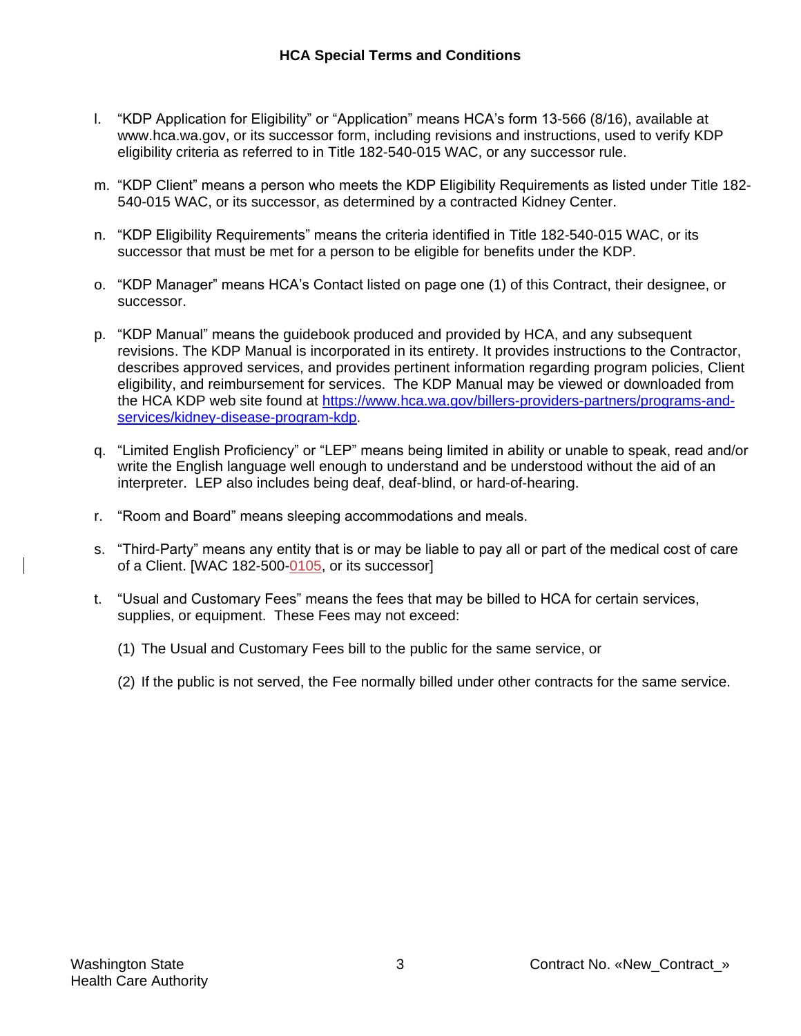l. “KDP Application for Eligibility” or “Application” means HCA’s form 13-566 (8/16), available at www.hca.wa.gov, or its successor form, including revisions and instructions, used to verify KDP eligibility criteria as referred to in Title 182-540-015 WAC, or any successor rule.

m. “KDP Client” means a person who meets the KDP Eligibility Requirements as listed under Title 182-540-015 WAC, or its successor, as determined by a contracted Kidney Center.

n. “KDP Eligibility Requirements” means the criteria identified in Title 182-540-015 WAC, or its successor that must be met for a person to be eligible for benefits under the KDP.

o. “KDP Manager” means HCA’s Contact listed on page one (1) of this Contract, their designee, or successor.

p. “KDP Manual” means the guidebook produced and provided by HCA, and any subsequent revisions. The KDP Manual is incorporated in its entirety. It provides instructions to the Contractor, describes approved services, and provides pertinent information regarding program policies, Client eligibility, and reimbursement for services. The KDP Manual may be viewed or downloaded from the HCA KDP web site found at [https://www.hca.wa.gov/billers-providers-partners/programs-and-services/kidney-disease-program-kdp](https://www.hca.wa.gov/billers-providers-partners/programs-and-services/kidney-disease-program-kdp).

q. “Limited English Proficiency” or “LEP” means being limited in ability or unable to speak, read and/or write the English language well enough to understand and be understood without the aid of an interpreter. LEP also includes being deaf, deaf-blind, or hard-of-hearing.

r. “Room and Board” means sleeping accommodations and meals.

s. “Third-Party” means any entity that is or may be liable to pay all or part of the medical cost of care of a Client. [WAC 182-500-0105, or its successor]

t. “Usual and Customary Fees” means the fees that may be billed to HCA for certain services, supplies, or equipment. These Fees may not exceed:

   (1) The Usual and Customary Fees bill to the public for the same service, or

   (2) If the public is not served, the Fee normally billed under other contracts for the same service.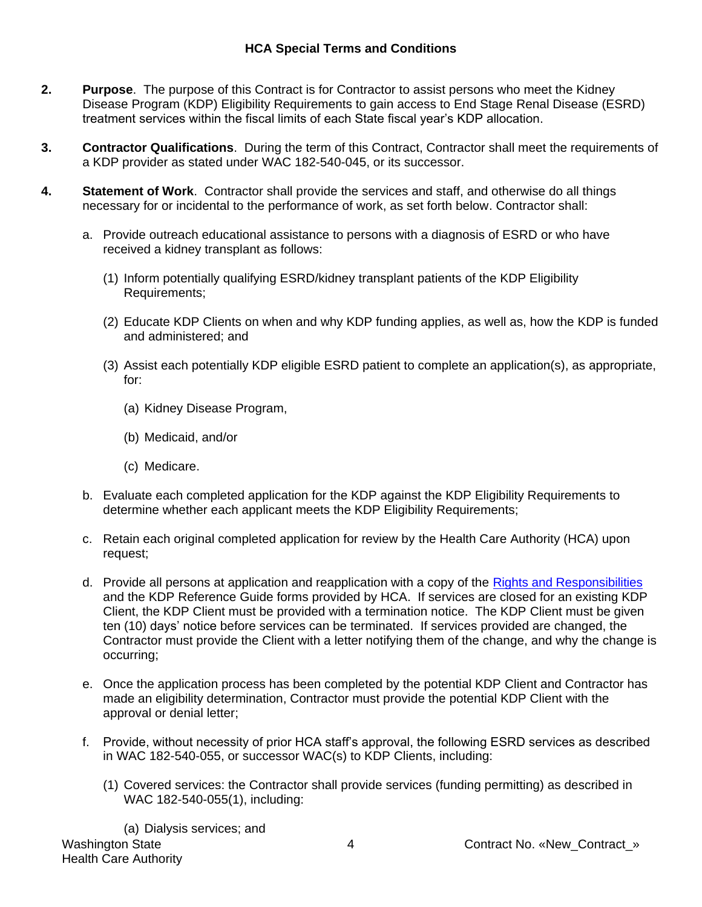## HCA Special Terms and Conditions

2. **Purpose**. The purpose of this Contract is for Contractor to assist persons who meet the Kidney Disease Program (KDP) Eligibility Requirements to gain access to End Stage Renal Disease (ESRD) treatment services within the fiscal limits of each State fiscal year's KDP allocation.

3. **Contractor Qualifications**. During the term of this Contract, Contractor shall meet the requirements of a KDP provider as stated under WAC 182-540-045, or its successor.

4. **Statement of Work**. Contractor shall provide the services and staff, and otherwise do all things necessary for or incidental to the performance of work, as set forth below. Contractor shall:

   a. Provide outreach educational assistance to persons with a diagnosis of ESRD or who have received a kidney transplant as follows:

      (1) Inform potentially qualifying ESRD/kidney transplant patients of the KDP Eligibility Requirements;

      (2) Educate KDP Clients on when and why KDP funding applies, as well as, how the KDP is funded and administered; and

      (3) Assist each potentially KDP eligible ESRD patient to complete an application(s), as appropriate, for:

         (a) Kidney Disease Program,

         (b) Medicaid, and/or

         (c) Medicare.

   b. Evaluate each completed application for the KDP against the KDP Eligibility Requirements to determine whether each applicant meets the KDP Eligibility Requirements;

   c. Retain each original completed application for review by the Health Care Authority (HCA) upon request;

   d. Provide all persons at application and reapplication with a copy of the [Rights and Responsibilities] and the KDP Reference Guide forms provided by HCA. If services are closed for an existing KDP Client, the KDP Client must be provided with a termination notice. The KDP Client must be given ten (10) days' notice before services can be terminated. If services provided are changed, the Contractor must provide the Client with a letter notifying them of the change, and why the change is occurring;

   e. Once the application process has been completed by the potential KDP Client and Contractor has made an eligibility determination, Contractor must provide the potential KDP Client with the approval or denial letter;

   f. Provide, without necessity of prior HCA staff's approval, the following ESRD services as described in WAC 182-540-055, or successor WAC(s) to KDP Clients, including:

      (1) Covered services: the Contractor shall provide services (funding permitting) as described in WAC 182-540-055(1), including:

         (a) Dialysis services; and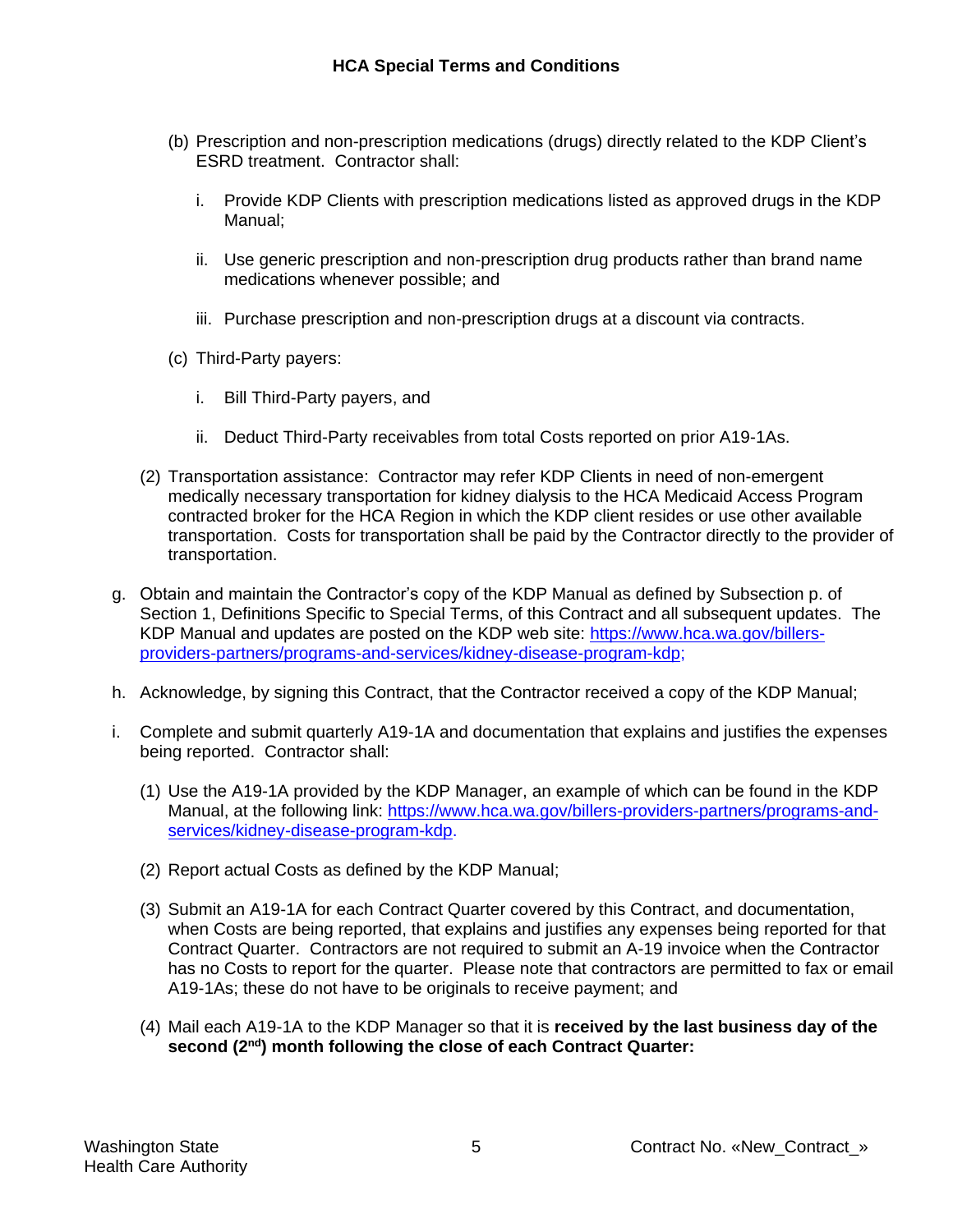(b) Prescription and non-prescription medications (drugs) directly related to the KDP Client's ESRD treatment. Contractor shall:

  i. Provide KDP Clients with prescription medications listed as approved drugs in the KDP Manual;

  ii. Use generic prescription and non-prescription drug products rather than brand name medications whenever possible; and

  iii. Purchase prescription and non-prescription drugs at a discount via contracts.

(c) Third-Party payers:

  i. Bill Third-Party payers, and

  ii. Deduct Third-Party receivables from total Costs reported on prior A19-1As.

(2) Transportation assistance: Contractor may refer KDP Clients in need of non-emergent medically necessary transportation for kidney dialysis to the HCA Medicaid Access Program contracted broker for the HCA Region in which the KDP client resides or use other available transportation. Costs for transportation shall be paid by the Contractor directly to the provider of transportation.

g. Obtain and maintain the Contractor's copy of the KDP Manual as defined by Subsection p. of Section 1, Definitions Specific to Special Terms, of this Contract and all subsequent updates. The KDP Manual and updates are posted on the KDP web site: [https://www.hca.wa.gov/billers-providers-partners/programs-and-services/kidney-disease-program-kdp;](https://www.hca.wa.gov/billers-providers-partners/programs-and-services/kidney-disease-program-kdp)

h. Acknowledge, by signing this Contract, that the Contractor received a copy of the KDP Manual;

i. Complete and submit quarterly A19-1A and documentation that explains and justifies the expenses being reported. Contractor shall:

(1) Use the A19-1A provided by the KDP Manager, an example of which can be found in the KDP Manual, at the following link: [https://www.hca.wa.gov/billers-providers-partners/programs-and-services/kidney-disease-program-kdp](https://www.hca.wa.gov/billers-providers-partners/programs-and-services/kidney-disease-program-kdp).

(2) Report actual Costs as defined by the KDP Manual;

(3) Submit an A19-1A for each Contract Quarter covered by this Contract, and documentation, when Costs are being reported, that explains and justifies any expenses being reported for that Contract Quarter. Contractors are not required to submit an A-19 invoice when the Contractor has no Costs to report for the quarter. Please note that contractors are permitted to fax or email A19-1As; these do not have to be originals to receive payment; and

(4) Mail each A19-1A to the KDP Manager so that it is **received by the last business day of the second (2nd) month following the close of each Contract Quarter:**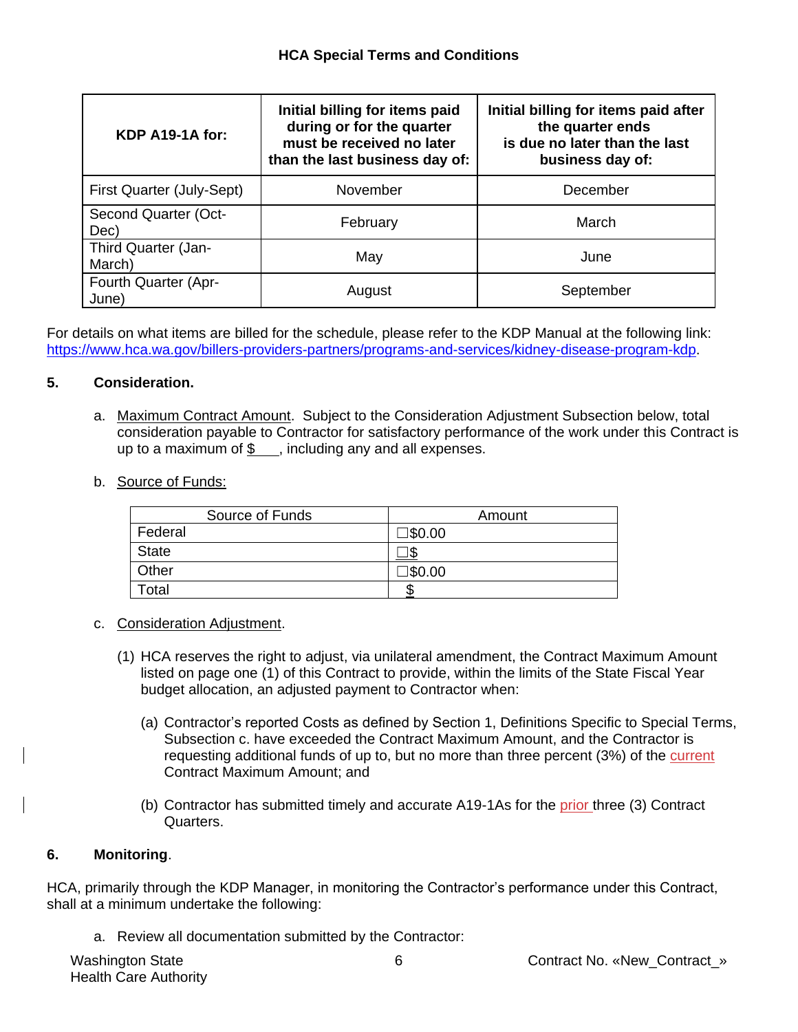| KDP A19-1A for: | Initial billing for items paid during or for the quarter must be received no later than the last business day of: | Initial billing for items paid after the quarter ends is due no later than the last business day of: |
|---|---|---|
| First Quarter (July-Sept) | November | December |
| Second Quarter (Oct-Dec) | February | March |
| Third Quarter (Jan-March) | May | June |
| Fourth Quarter (Apr-June) | August | September |

For details on what items are billed for the schedule, please refer to the KDP Manual at the following link: https://www.hca.wa.gov/billers-providers-partners/programs-and-services/kidney-disease-program-kdp.

## 5. Consideration.

a. Maximum Contract Amount. Subject to the Consideration Adjustment Subsection below, total consideration payable to Contractor for satisfactory performance of the work under this Contract is up to a maximum of $\_\_\_, including any and all expenses.

b. Source of Funds:

| Source of Funds | Amount |
|---|---|
| Federal | ☐$0.00 |
| State | ☐$ |
| Other | ☐$0.00 |
| Total | $ |

c. Consideration Adjustment.

(1) HCA reserves the right to adjust, via unilateral amendment, the Contract Maximum Amount listed on page one (1) of this Contract to provide, within the limits of the State Fiscal Year budget allocation, an adjusted payment to Contractor when:

(a) Contractor's reported Costs as defined by Section 1, Definitions Specific to Special Terms, Subsection c. have exceeded the Contract Maximum Amount, and the Contractor is requesting additional funds of up to, but no more than three percent (3%) of the current Contract Maximum Amount; and

(b) Contractor has submitted timely and accurate A19-1As for the prior three (3) Contract Quarters.

## 6. Monitoring.

HCA, primarily through the KDP Manager, in monitoring the Contractor's performance under this Contract, shall at a minimum undertake the following:

a. Review all documentation submitted by the Contractor: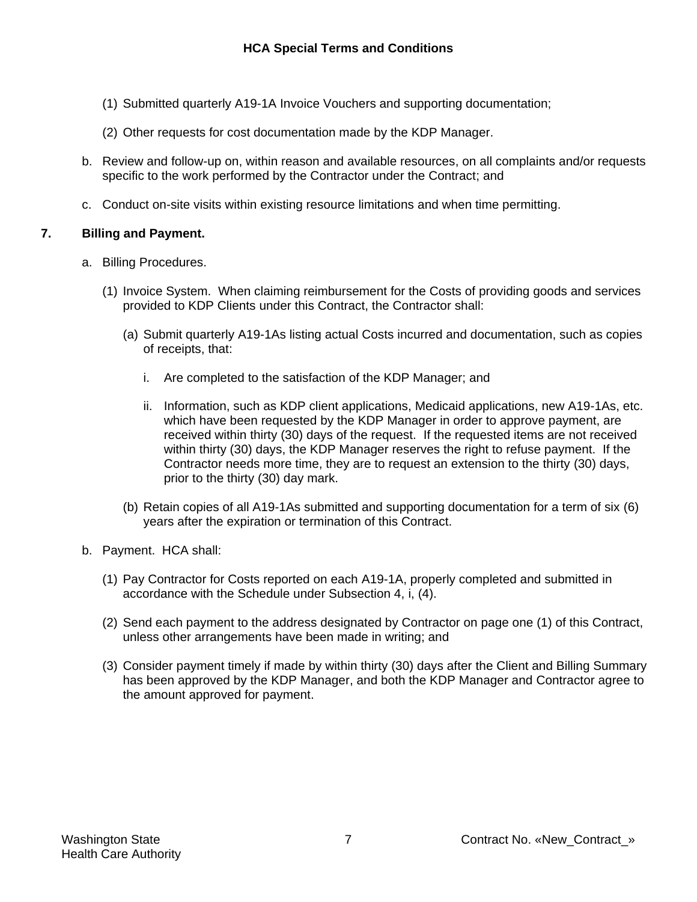(1) Submitted quarterly A19-1A Invoice Vouchers and supporting documentation;

(2) Other requests for cost documentation made by the KDP Manager.

b. Review and follow-up on, within reason and available resources, on all complaints and/or requests specific to the work performed by the Contractor under the Contract; and

c. Conduct on-site visits within existing resource limitations and when time permitting.

## 7. Billing and Payment.

a. Billing Procedures.

(1) Invoice System. When claiming reimbursement for the Costs of providing goods and services provided to KDP Clients under this Contract, the Contractor shall:

(a) Submit quarterly A19-1As listing actual Costs incurred and documentation, such as copies of receipts, that:

i. Are completed to the satisfaction of the KDP Manager; and

ii. Information, such as KDP client applications, Medicaid applications, new A19-1As, etc. which have been requested by the KDP Manager in order to approve payment, are received within thirty (30) days of the request. If the requested items are not received within thirty (30) days, the KDP Manager reserves the right to refuse payment. If the Contractor needs more time, they are to request an extension to the thirty (30) days, prior to the thirty (30) day mark.

(b) Retain copies of all A19-1As submitted and supporting documentation for a term of six (6) years after the expiration or termination of this Contract.

b. Payment. HCA shall:

(1) Pay Contractor for Costs reported on each A19-1A, properly completed and submitted in accordance with the Schedule under Subsection 4, i, (4).

(2) Send each payment to the address designated by Contractor on page one (1) of this Contract, unless other arrangements have been made in writing; and

(3) Consider payment timely if made by within thirty (30) days after the Client and Billing Summary has been approved by the KDP Manager, and both the KDP Manager and Contractor agree to the amount approved for payment.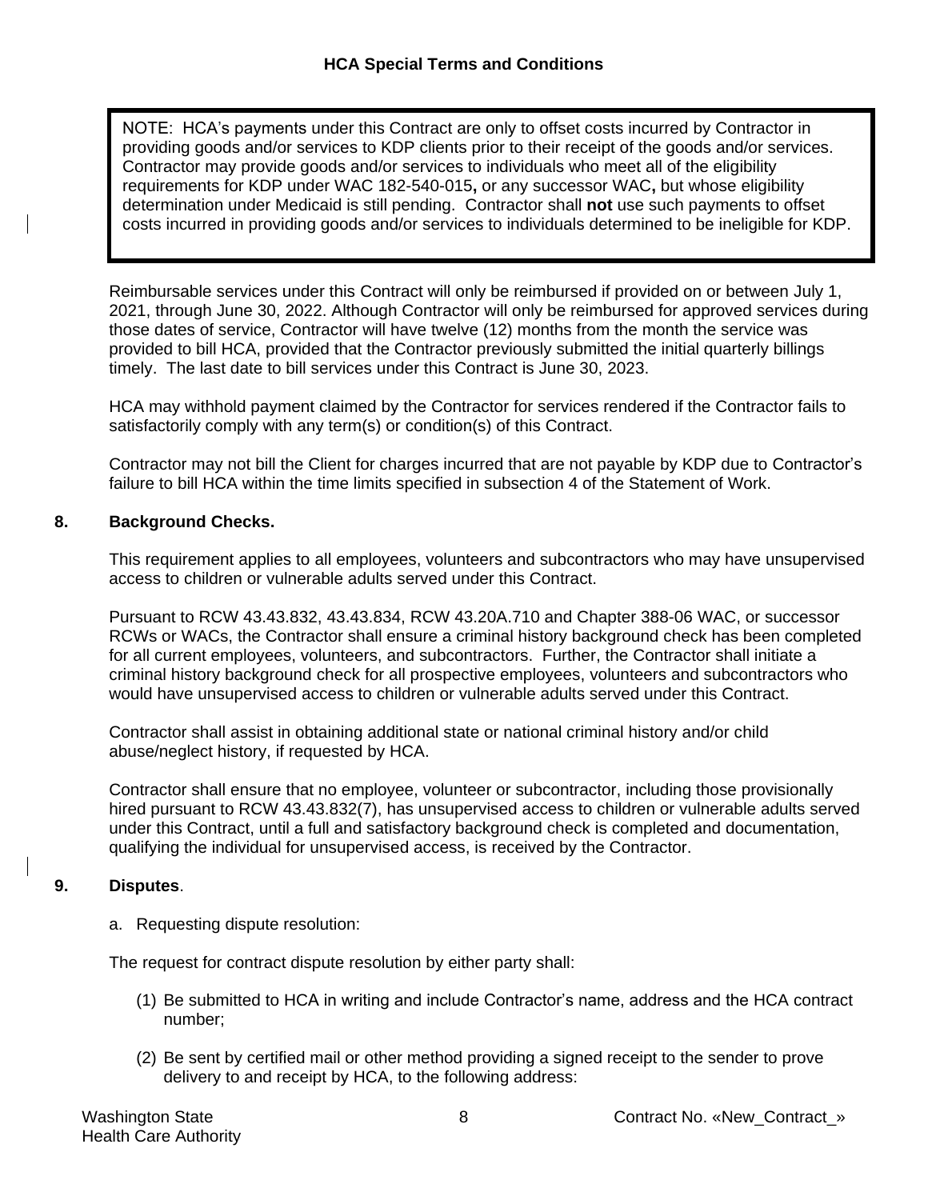> NOTE: HCA's payments under this Contract are only to offset costs incurred by Contractor in providing goods and/or services to KDP clients prior to their receipt of the goods and/or services. Contractor may provide goods and/or services to individuals who meet all of the eligibility requirements for KDP under WAC 182-540-015**,** or any successor WAC**,** but whose eligibility determination under Medicaid is still pending. Contractor shall **not** use such payments to offset costs incurred in providing goods and/or services to individuals determined to be ineligible for KDP.

Reimbursable services under this Contract will only be reimbursed if provided on or between July 1, 2021, through June 30, 2022. Although Contractor will only be reimbursed for approved services during those dates of service, Contractor will have twelve (12) months from the month the service was provided to bill HCA, provided that the Contractor previously submitted the initial quarterly billings timely. The last date to bill services under this Contract is June 30, 2023.

HCA may withhold payment claimed by the Contractor for services rendered if the Contractor fails to satisfactorily comply with any term(s) or condition(s) of this Contract.

Contractor may not bill the Client for charges incurred that are not payable by KDP due to Contractor's failure to bill HCA within the time limits specified in subsection 4 of the Statement of Work.

## 8. Background Checks.

This requirement applies to all employees, volunteers and subcontractors who may have unsupervised access to children or vulnerable adults served under this Contract.

Pursuant to RCW 43.43.832, 43.43.834, RCW 43.20A.710 and Chapter 388-06 WAC, or successor RCWs or WACs, the Contractor shall ensure a criminal history background check has been completed for all current employees, volunteers, and subcontractors. Further, the Contractor shall initiate a criminal history background check for all prospective employees, volunteers and subcontractors who would have unsupervised access to children or vulnerable adults served under this Contract.

Contractor shall assist in obtaining additional state or national criminal history and/or child abuse/neglect history, if requested by HCA.

Contractor shall ensure that no employee, volunteer or subcontractor, including those provisionally hired pursuant to RCW 43.43.832(7), has unsupervised access to children or vulnerable adults served under this Contract, until a full and satisfactory background check is completed and documentation, qualifying the individual for unsupervised access, is received by the Contractor.

## 9. Disputes.

a. Requesting dispute resolution:

The request for contract dispute resolution by either party shall:

(1) Be submitted to HCA in writing and include Contractor's name, address and the HCA contract number;

(2) Be sent by certified mail or other method providing a signed receipt to the sender to prove delivery to and receipt by HCA, to the following address: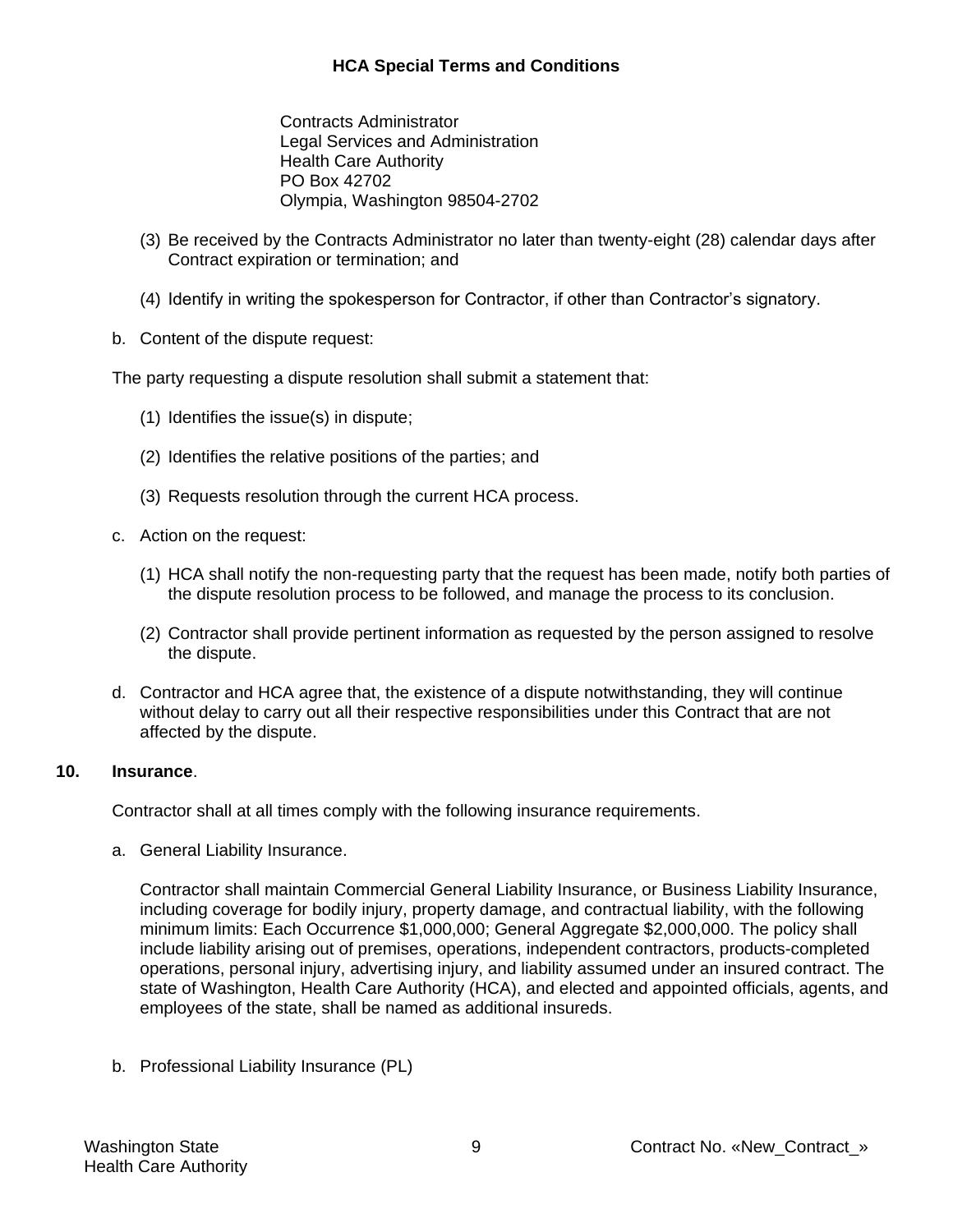Contracts Administrator
Legal Services and Administration
Health Care Authority
PO Box 42702
Olympia, Washington 98504-2702

(3) Be received by the Contracts Administrator no later than twenty-eight (28) calendar days after Contract expiration or termination; and

(4) Identify in writing the spokesperson for Contractor, if other than Contractor's signatory.

b. Content of the dispute request:

The party requesting a dispute resolution shall submit a statement that:

(1) Identifies the issue(s) in dispute;

(2) Identifies the relative positions of the parties; and

(3) Requests resolution through the current HCA process.

c. Action on the request:

(1) HCA shall notify the non-requesting party that the request has been made, notify both parties of the dispute resolution process to be followed, and manage the process to its conclusion.

(2) Contractor shall provide pertinent information as requested by the person assigned to resolve the dispute.

d. Contractor and HCA agree that, the existence of a dispute notwithstanding, they will continue without delay to carry out all their respective responsibilities under this Contract that are not affected by the dispute.

## 10. **Insurance**.

Contractor shall at all times comply with the following insurance requirements.

a. General Liability Insurance.

Contractor shall maintain Commercial General Liability Insurance, or Business Liability Insurance, including coverage for bodily injury, property damage, and contractual liability, with the following minimum limits: Each Occurrence $1,000,000; General Aggregate $2,000,000. The policy shall include liability arising out of premises, operations, independent contractors, products-completed operations, personal injury, advertising injury, and liability assumed under an insured contract. The state of Washington, Health Care Authority (HCA), and elected and appointed officials, agents, and employees of the state, shall be named as additional insureds.

b. Professional Liability Insurance (PL)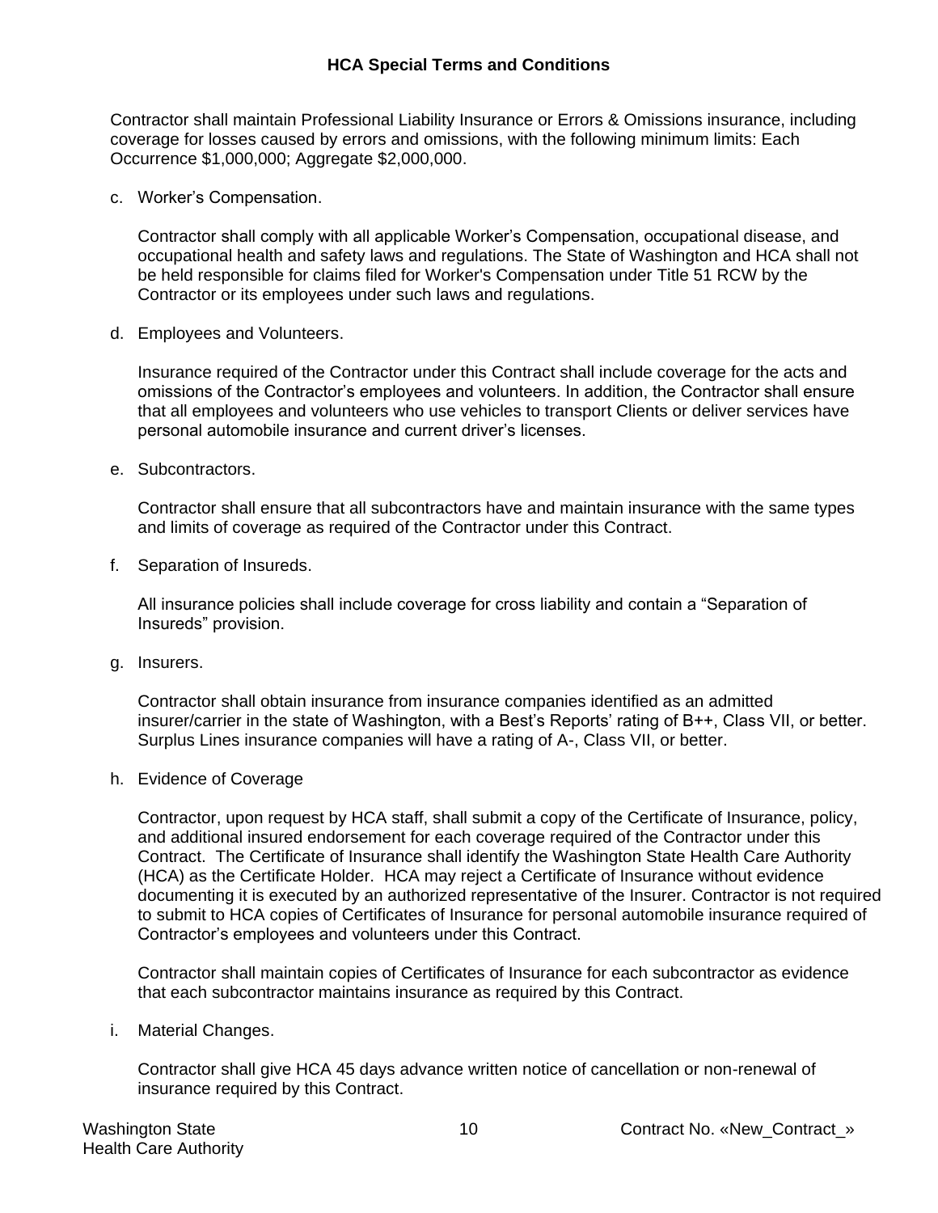Contractor shall maintain Professional Liability Insurance or Errors & Omissions insurance, including coverage for losses caused by errors and omissions, with the following minimum limits: Each Occurrence $1,000,000; Aggregate $2,000,000.

c. Worker's Compensation.

   Contractor shall comply with all applicable Worker's Compensation, occupational disease, and occupational health and safety laws and regulations. The State of Washington and HCA shall not be held responsible for claims filed for Worker's Compensation under Title 51 RCW by the Contractor or its employees under such laws and regulations.

d. Employees and Volunteers.

   Insurance required of the Contractor under this Contract shall include coverage for the acts and omissions of the Contractor's employees and volunteers. In addition, the Contractor shall ensure that all employees and volunteers who use vehicles to transport Clients or deliver services have personal automobile insurance and current driver's licenses.

e. Subcontractors.

   Contractor shall ensure that all subcontractors have and maintain insurance with the same types and limits of coverage as required of the Contractor under this Contract.

f. Separation of Insureds.

   All insurance policies shall include coverage for cross liability and contain a "Separation of Insureds" provision.

g. Insurers.

   Contractor shall obtain insurance from insurance companies identified as an admitted insurer/carrier in the state of Washington, with a Best's Reports' rating of B++, Class VII, or better. Surplus Lines insurance companies will have a rating of A-, Class VII, or better.

h. Evidence of Coverage

   Contractor, upon request by HCA staff, shall submit a copy of the Certificate of Insurance, policy, and additional insured endorsement for each coverage required of the Contractor under this Contract. The Certificate of Insurance shall identify the Washington State Health Care Authority (HCA) as the Certificate Holder. HCA may reject a Certificate of Insurance without evidence documenting it is executed by an authorized representative of the Insurer. Contractor is not required to submit to HCA copies of Certificates of Insurance for personal automobile insurance required of Contractor's employees and volunteers under this Contract.

   Contractor shall maintain copies of Certificates of Insurance for each subcontractor as evidence that each subcontractor maintains insurance as required by this Contract.

i. Material Changes.

   Contractor shall give HCA 45 days advance written notice of cancellation or non-renewal of insurance required by this Contract.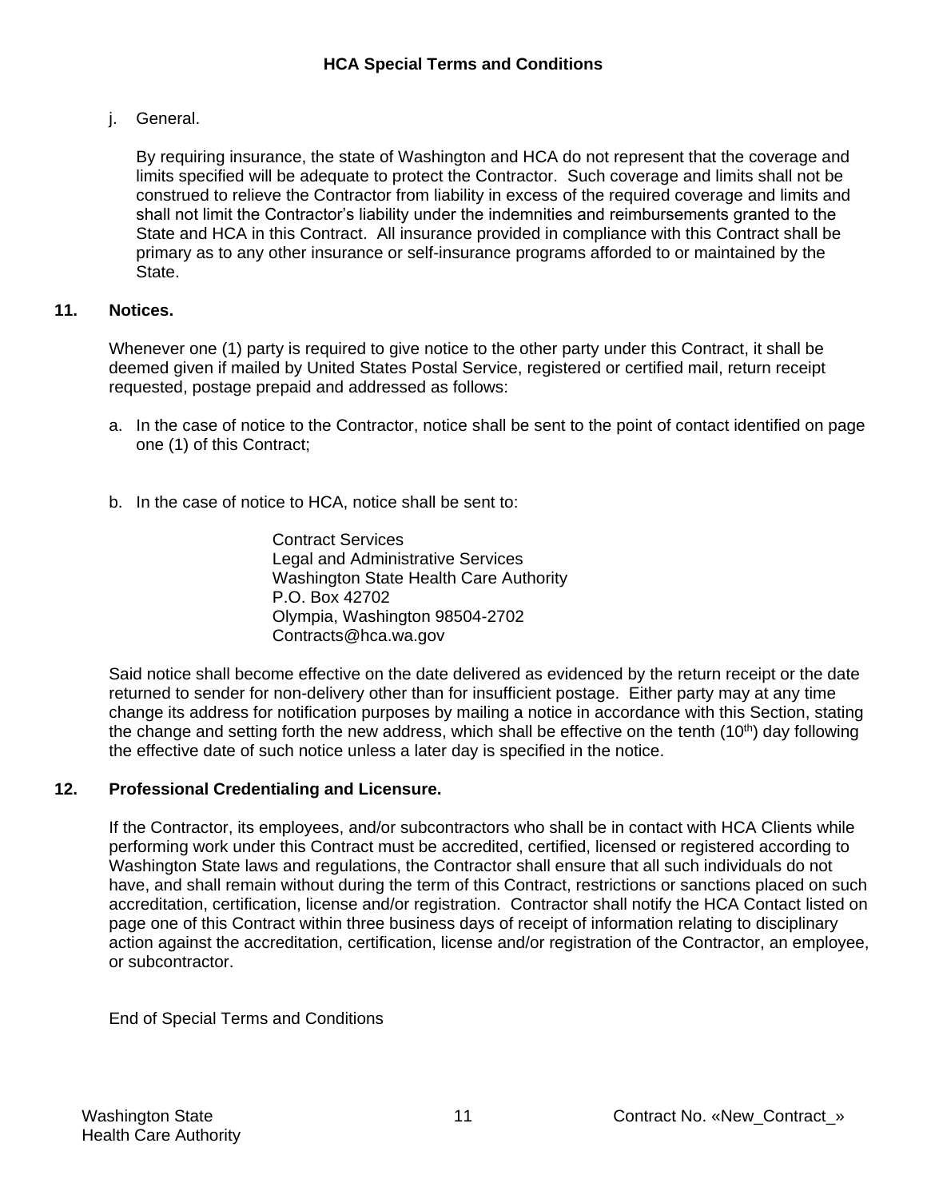j. General.

   By requiring insurance, the state of Washington and HCA do not represent that the coverage and limits specified will be adequate to protect the Contractor. Such coverage and limits shall not be construed to relieve the Contractor from liability in excess of the required coverage and limits and shall not limit the Contractor's liability under the indemnities and reimbursements granted to the State and HCA in this Contract. All insurance provided in compliance with this Contract shall be primary as to any other insurance or self-insurance programs afforded to or maintained by the State.

**11. Notices.**

Whenever one (1) party is required to give notice to the other party under this Contract, it shall be deemed given if mailed by United States Postal Service, registered or certified mail, return receipt requested, postage prepaid and addressed as follows:

a. In the case of notice to the Contractor, notice shall be sent to the point of contact identified on page one (1) of this Contract;

b. In the case of notice to HCA, notice shall be sent to:

   Contract Services
   Legal and Administrative Services
   Washington State Health Care Authority
   P.O. Box 42702
   Olympia, Washington 98504-2702
   Contracts@hca.wa.gov

Said notice shall become effective on the date delivered as evidenced by the return receipt or the date returned to sender for non-delivery other than for insufficient postage. Either party may at any time change its address for notification purposes by mailing a notice in accordance with this Section, stating the change and setting forth the new address, which shall be effective on the tenth (10th) day following the effective date of such notice unless a later day is specified in the notice.

**12. Professional Credentialing and Licensure.**

If the Contractor, its employees, and/or subcontractors who shall be in contact with HCA Clients while performing work under this Contract must be accredited, certified, licensed or registered according to Washington State laws and regulations, the Contractor shall ensure that all such individuals do not have, and shall remain without during the term of this Contract, restrictions or sanctions placed on such accreditation, certification, license and/or registration. Contractor shall notify the HCA Contact listed on page one of this Contract within three business days of receipt of information relating to disciplinary action against the accreditation, certification, license and/or registration of the Contractor, an employee, or subcontractor.

End of Special Terms and Conditions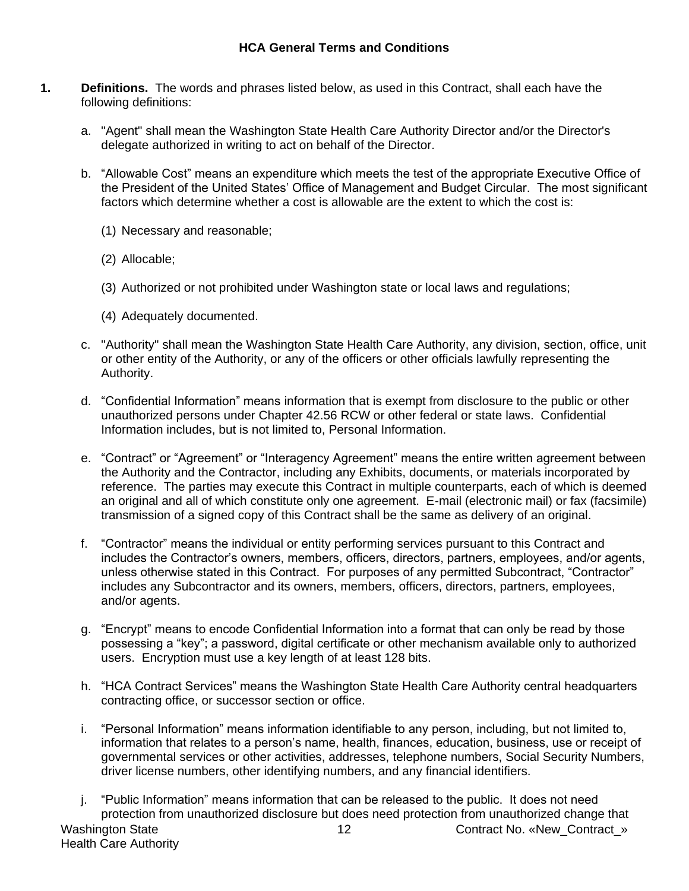## HCA General Terms and Conditions

1. **Definitions.** The words and phrases listed below, as used in this Contract, shall each have the following definitions:

   a. "Agent" shall mean the Washington State Health Care Authority Director and/or the Director's delegate authorized in writing to act on behalf of the Director.

   b. "Allowable Cost" means an expenditure which meets the test of the appropriate Executive Office of the President of the United States' Office of Management and Budget Circular. The most significant factors which determine whether a cost is allowable are the extent to which the cost is:

      (1) Necessary and reasonable;

      (2) Allocable;

      (3) Authorized or not prohibited under Washington state or local laws and regulations;

      (4) Adequately documented.

   c. "Authority" shall mean the Washington State Health Care Authority, any division, section, office, unit or other entity of the Authority, or any of the officers or other officials lawfully representing the Authority.

   d. "Confidential Information" means information that is exempt from disclosure to the public or other unauthorized persons under Chapter 42.56 RCW or other federal or state laws. Confidential Information includes, but is not limited to, Personal Information.

   e. "Contract" or "Agreement" or "Interagency Agreement" means the entire written agreement between the Authority and the Contractor, including any Exhibits, documents, or materials incorporated by reference. The parties may execute this Contract in multiple counterparts, each of which is deemed an original and all of which constitute only one agreement. E-mail (electronic mail) or fax (facsimile) transmission of a signed copy of this Contract shall be the same as delivery of an original.

   f. "Contractor" means the individual or entity performing services pursuant to this Contract and includes the Contractor's owners, members, officers, directors, partners, employees, and/or agents, unless otherwise stated in this Contract. For purposes of any permitted Subcontract, "Contractor" includes any Subcontractor and its owners, members, officers, directors, partners, employees, and/or agents.

   g. "Encrypt" means to encode Confidential Information into a format that can only be read by those possessing a "key"; a password, digital certificate or other mechanism available only to authorized users. Encryption must use a key length of at least 128 bits.

   h. "HCA Contract Services" means the Washington State Health Care Authority central headquarters contracting office, or successor section or office.

   i. "Personal Information" means information identifiable to any person, including, but not limited to, information that relates to a person's name, health, finances, education, business, use or receipt of governmental services or other activities, addresses, telephone numbers, Social Security Numbers, driver license numbers, other identifying numbers, and any financial identifiers.

   j. "Public Information" means information that can be released to the public. It does not need protection from unauthorized disclosure but does need protection from unauthorized change that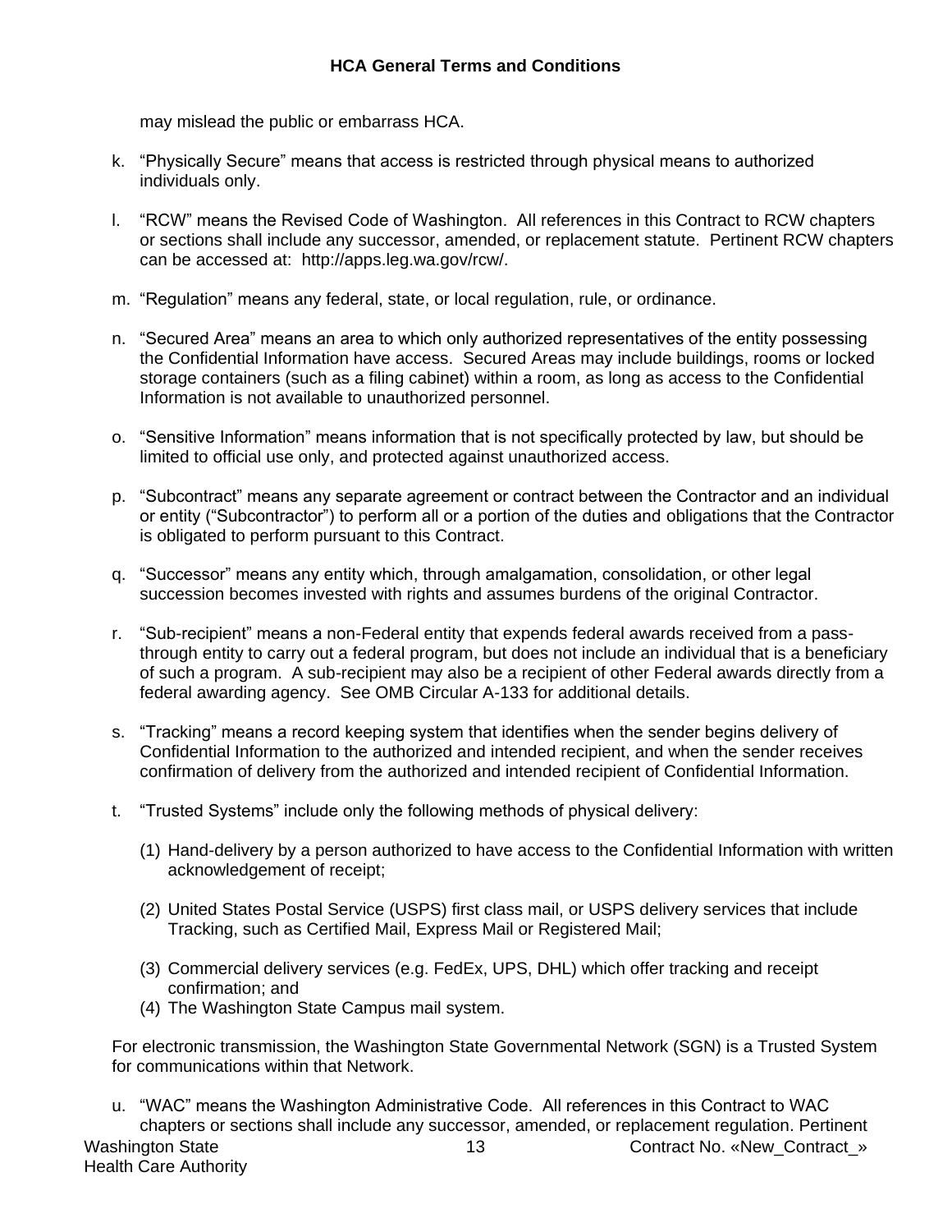may mislead the public or embarrass HCA.

k. "Physically Secure" means that access is restricted through physical means to authorized individuals only.

l. "RCW" means the Revised Code of Washington. All references in this Contract to RCW chapters or sections shall include any successor, amended, or replacement statute. Pertinent RCW chapters can be accessed at: http://apps.leg.wa.gov/rcw/.

m. "Regulation" means any federal, state, or local regulation, rule, or ordinance.

n. "Secured Area" means an area to which only authorized representatives of the entity possessing the Confidential Information have access. Secured Areas may include buildings, rooms or locked storage containers (such as a filing cabinet) within a room, as long as access to the Confidential Information is not available to unauthorized personnel.

o. "Sensitive Information" means information that is not specifically protected by law, but should be limited to official use only, and protected against unauthorized access.

p. "Subcontract" means any separate agreement or contract between the Contractor and an individual or entity ("Subcontractor") to perform all or a portion of the duties and obligations that the Contractor is obligated to perform pursuant to this Contract.

q. "Successor" means any entity which, through amalgamation, consolidation, or other legal succession becomes invested with rights and assumes burdens of the original Contractor.

r. "Sub-recipient" means a non-Federal entity that expends federal awards received from a pass-through entity to carry out a federal program, but does not include an individual that is a beneficiary of such a program. A sub-recipient may also be a recipient of other Federal awards directly from a federal awarding agency. See OMB Circular A-133 for additional details.

s. "Tracking" means a record keeping system that identifies when the sender begins delivery of Confidential Information to the authorized and intended recipient, and when the sender receives confirmation of delivery from the authorized and intended recipient of Confidential Information.

t. "Trusted Systems" include only the following methods of physical delivery:

   (1) Hand-delivery by a person authorized to have access to the Confidential Information with written acknowledgement of receipt;

   (2) United States Postal Service (USPS) first class mail, or USPS delivery services that include Tracking, such as Certified Mail, Express Mail or Registered Mail;

   (3) Commercial delivery services (e.g. FedEx, UPS, DHL) which offer tracking and receipt confirmation; and

   (4) The Washington State Campus mail system.

For electronic transmission, the Washington State Governmental Network (SGN) is a Trusted System for communications within that Network.

u. "WAC" means the Washington Administrative Code. All references in this Contract to WAC chapters or sections shall include any successor, amended, or replacement regulation. Pertinent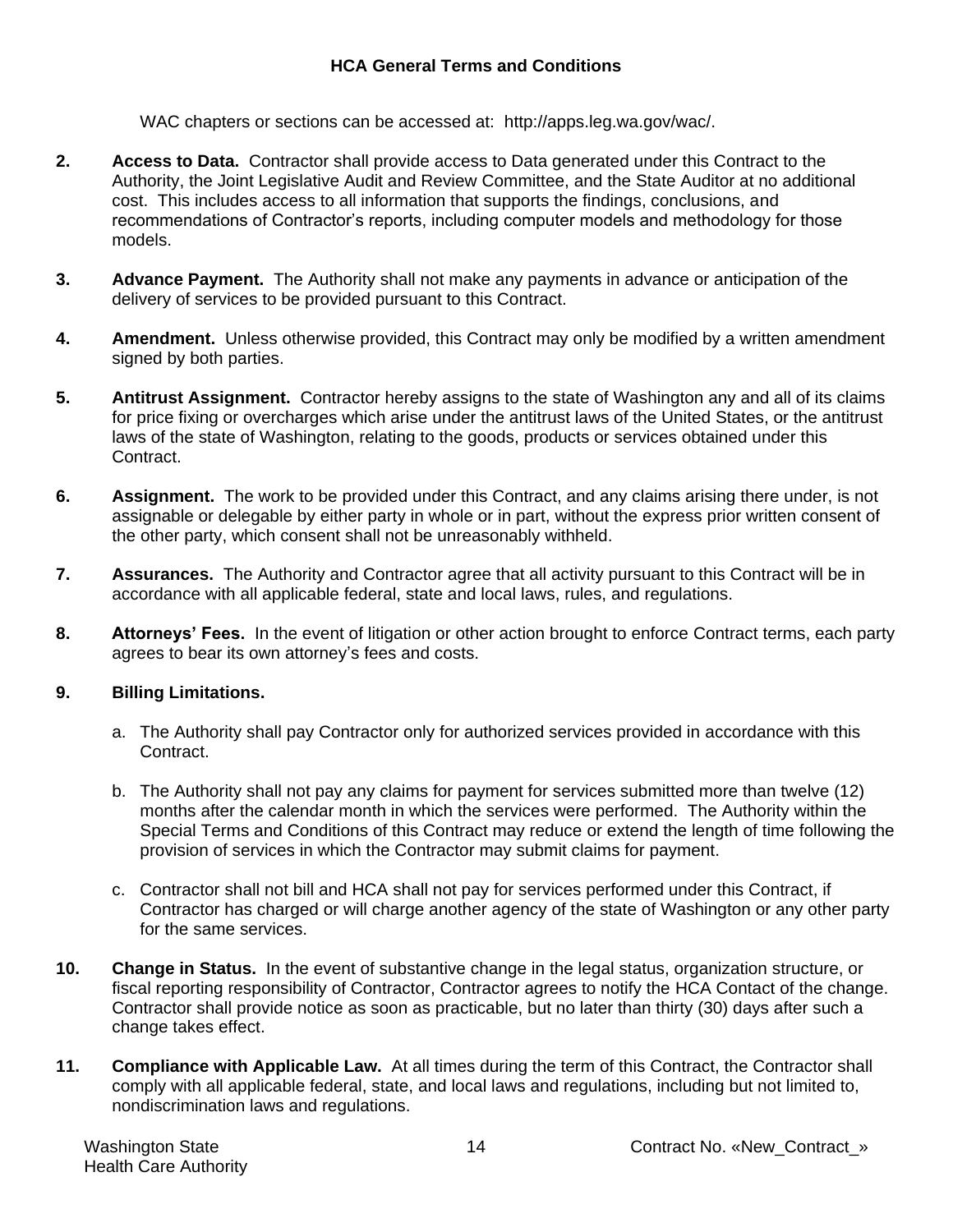WAC chapters or sections can be accessed at: http://apps.leg.wa.gov/wac/.

2. **Access to Data.** Contractor shall provide access to Data generated under this Contract to the Authority, the Joint Legislative Audit and Review Committee, and the State Auditor at no additional cost. This includes access to all information that supports the findings, conclusions, and recommendations of Contractor's reports, including computer models and methodology for those models.

3. **Advance Payment.** The Authority shall not make any payments in advance or anticipation of the delivery of services to be provided pursuant to this Contract.

4. **Amendment.** Unless otherwise provided, this Contract may only be modified by a written amendment signed by both parties.

5. **Antitrust Assignment.** Contractor hereby assigns to the state of Washington any and all of its claims for price fixing or overcharges which arise under the antitrust laws of the United States, or the antitrust laws of the state of Washington, relating to the goods, products or services obtained under this Contract.

6. **Assignment.** The work to be provided under this Contract, and any claims arising there under, is not assignable or delegable by either party in whole or in part, without the express prior written consent of the other party, which consent shall not be unreasonably withheld.

7. **Assurances.** The Authority and Contractor agree that all activity pursuant to this Contract will be in accordance with all applicable federal, state and local laws, rules, and regulations.

8. **Attorneys' Fees.** In the event of litigation or other action brought to enforce Contract terms, each party agrees to bear its own attorney's fees and costs.

9. **Billing Limitations.**

   a. The Authority shall pay Contractor only for authorized services provided in accordance with this Contract.

   b. The Authority shall not pay any claims for payment for services submitted more than twelve (12) months after the calendar month in which the services were performed. The Authority within the Special Terms and Conditions of this Contract may reduce or extend the length of time following the provision of services in which the Contractor may submit claims for payment.

   c. Contractor shall not bill and HCA shall not pay for services performed under this Contract, if Contractor has charged or will charge another agency of the state of Washington or any other party for the same services.

10. **Change in Status.** In the event of substantive change in the legal status, organization structure, or fiscal reporting responsibility of Contractor, Contractor agrees to notify the HCA Contact of the change. Contractor shall provide notice as soon as practicable, but no later than thirty (30) days after such a change takes effect.

11. **Compliance with Applicable Law.** At all times during the term of this Contract, the Contractor shall comply with all applicable federal, state, and local laws and regulations, including but not limited to, nondiscrimination laws and regulations.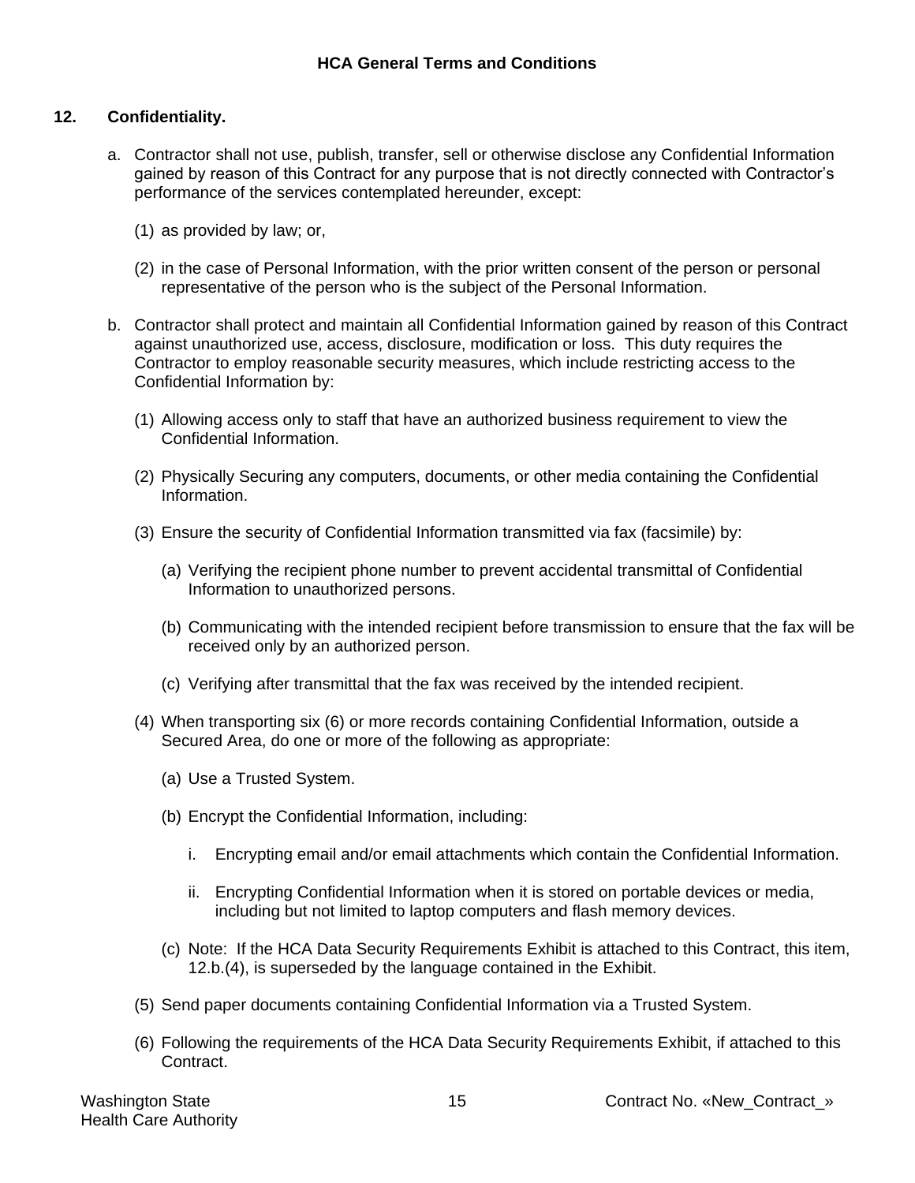**12. Confidentiality.**

a. Contractor shall not use, publish, transfer, sell or otherwise disclose any Confidential Information gained by reason of this Contract for any purpose that is not directly connected with Contractor's performance of the services contemplated hereunder, except:

   (1) as provided by law; or,

   (2) in the case of Personal Information, with the prior written consent of the person or personal representative of the person who is the subject of the Personal Information.

b. Contractor shall protect and maintain all Confidential Information gained by reason of this Contract against unauthorized use, access, disclosure, modification or loss. This duty requires the Contractor to employ reasonable security measures, which include restricting access to the Confidential Information by:

   (1) Allowing access only to staff that have an authorized business requirement to view the Confidential Information.

   (2) Physically Securing any computers, documents, or other media containing the Confidential Information.

   (3) Ensure the security of Confidential Information transmitted via fax (facsimile) by:

      (a) Verifying the recipient phone number to prevent accidental transmittal of Confidential Information to unauthorized persons.

      (b) Communicating with the intended recipient before transmission to ensure that the fax will be received only by an authorized person.

      (c) Verifying after transmittal that the fax was received by the intended recipient.

   (4) When transporting six (6) or more records containing Confidential Information, outside a Secured Area, do one or more of the following as appropriate:

      (a) Use a Trusted System.

      (b) Encrypt the Confidential Information, including:

         i. Encrypting email and/or email attachments which contain the Confidential Information.

         ii. Encrypting Confidential Information when it is stored on portable devices or media, including but not limited to laptop computers and flash memory devices.

      (c) Note: If the HCA Data Security Requirements Exhibit is attached to this Contract, this item, 12.b.(4), is superseded by the language contained in the Exhibit.

   (5) Send paper documents containing Confidential Information via a Trusted System.

   (6) Following the requirements of the HCA Data Security Requirements Exhibit, if attached to this Contract.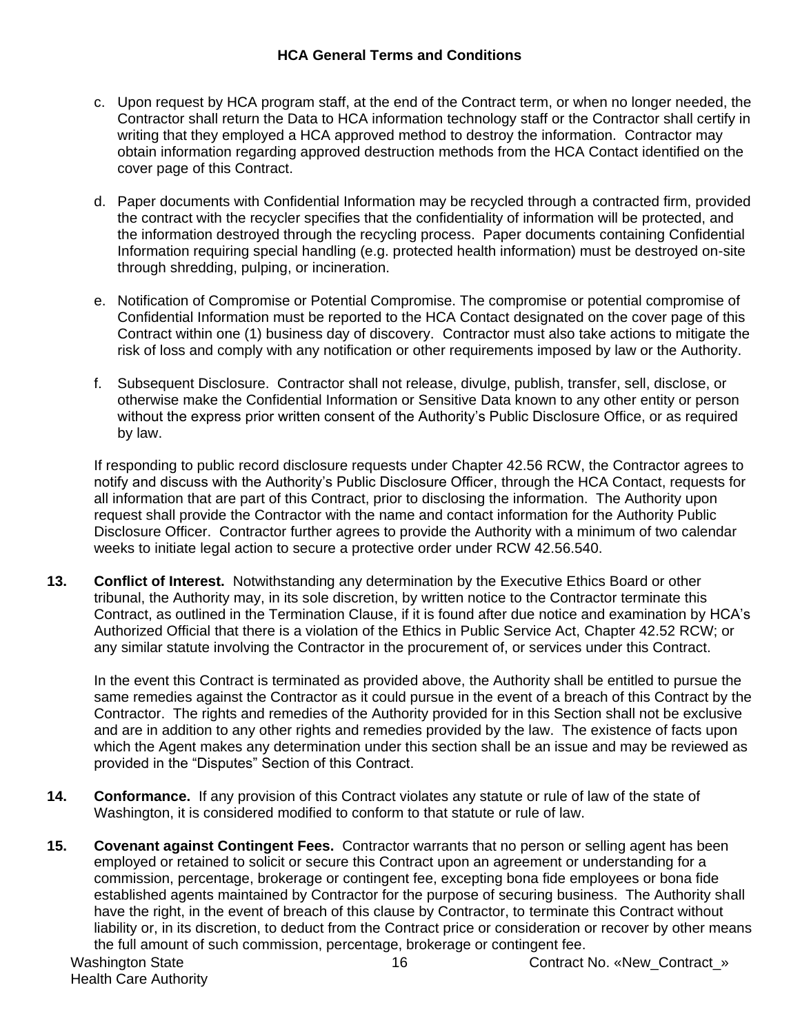c. Upon request by HCA program staff, at the end of the Contract term, or when no longer needed, the Contractor shall return the Data to HCA information technology staff or the Contractor shall certify in writing that they employed a HCA approved method to destroy the information. Contractor may obtain information regarding approved destruction methods from the HCA Contact identified on the cover page of this Contract.

d. Paper documents with Confidential Information may be recycled through a contracted firm, provided the contract with the recycler specifies that the confidentiality of information will be protected, and the information destroyed through the recycling process. Paper documents containing Confidential Information requiring special handling (e.g. protected health information) must be destroyed on-site through shredding, pulping, or incineration.

e. Notification of Compromise or Potential Compromise. The compromise or potential compromise of Confidential Information must be reported to the HCA Contact designated on the cover page of this Contract within one (1) business day of discovery. Contractor must also take actions to mitigate the risk of loss and comply with any notification or other requirements imposed by law or the Authority.

f. Subsequent Disclosure. Contractor shall not release, divulge, publish, transfer, sell, disclose, or otherwise make the Confidential Information or Sensitive Data known to any other entity or person without the express prior written consent of the Authority's Public Disclosure Office, or as required by law.

If responding to public record disclosure requests under Chapter 42.56 RCW, the Contractor agrees to notify and discuss with the Authority's Public Disclosure Officer, through the HCA Contact, requests for all information that are part of this Contract, prior to disclosing the information. The Authority upon request shall provide the Contractor with the name and contact information for the Authority Public Disclosure Officer. Contractor further agrees to provide the Authority with a minimum of two calendar weeks to initiate legal action to secure a protective order under RCW 42.56.540.

**13. Conflict of Interest.** Notwithstanding any determination by the Executive Ethics Board or other tribunal, the Authority may, in its sole discretion, by written notice to the Contractor terminate this Contract, as outlined in the Termination Clause, if it is found after due notice and examination by HCA's Authorized Official that there is a violation of the Ethics in Public Service Act, Chapter 42.52 RCW; or any similar statute involving the Contractor in the procurement of, or services under this Contract.

In the event this Contract is terminated as provided above, the Authority shall be entitled to pursue the same remedies against the Contractor as it could pursue in the event of a breach of this Contract by the Contractor. The rights and remedies of the Authority provided for in this Section shall not be exclusive and are in addition to any other rights and remedies provided by the law. The existence of facts upon which the Agent makes any determination under this section shall be an issue and may be reviewed as provided in the "Disputes" Section of this Contract.

**14. Conformance.** If any provision of this Contract violates any statute or rule of law of the state of Washington, it is considered modified to conform to that statute or rule of law.

**15. Covenant against Contingent Fees.** Contractor warrants that no person or selling agent has been employed or retained to solicit or secure this Contract upon an agreement or understanding for a commission, percentage, brokerage or contingent fee, excepting bona fide employees or bona fide established agents maintained by Contractor for the purpose of securing business. The Authority shall have the right, in the event of breach of this clause by Contractor, to terminate this Contract without liability or, in its discretion, to deduct from the Contract price or consideration or recover by other means the full amount of such commission, percentage, brokerage or contingent fee.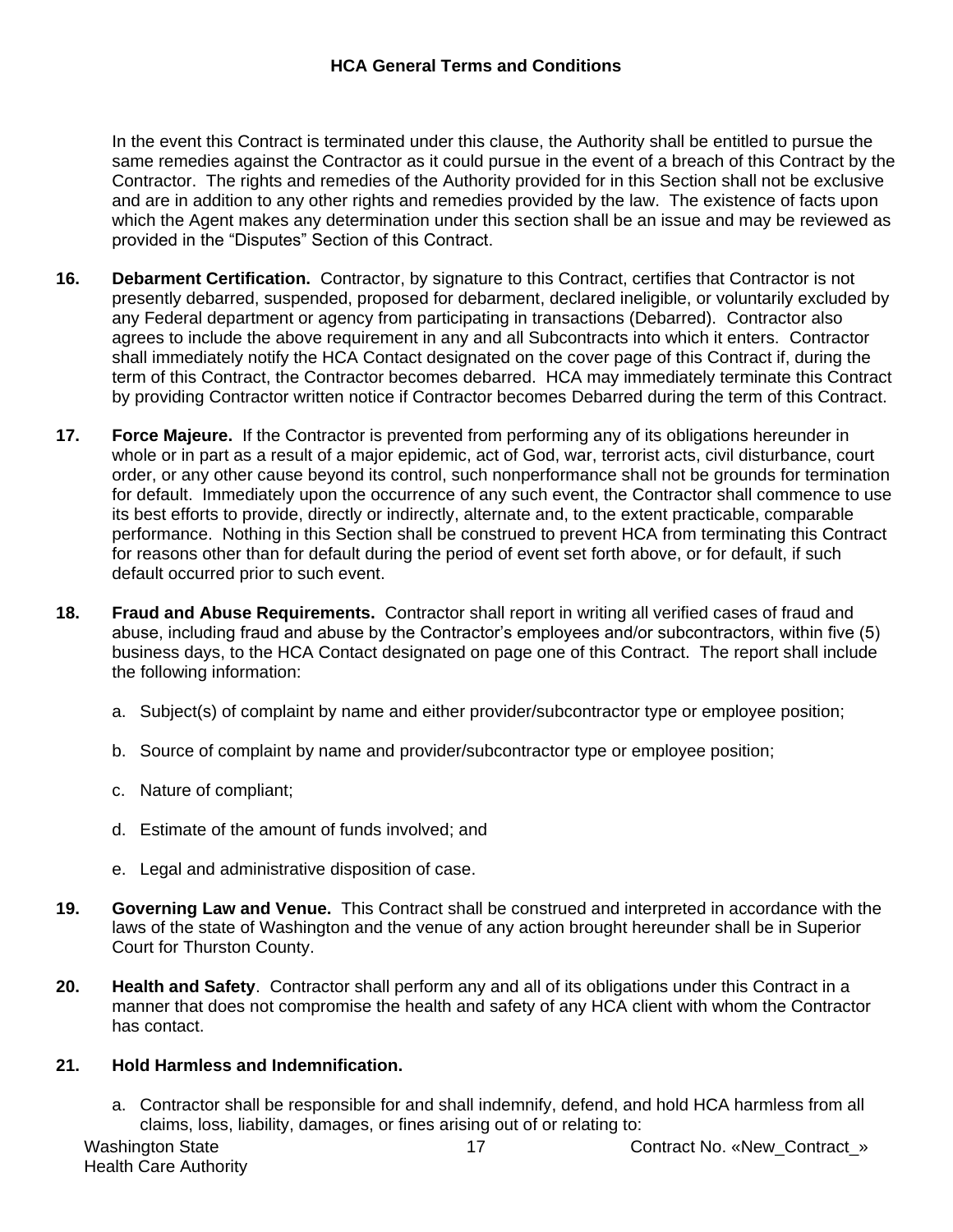In the event this Contract is terminated under this clause, the Authority shall be entitled to pursue the same remedies against the Contractor as it could pursue in the event of a breach of this Contract by the Contractor. The rights and remedies of the Authority provided for in this Section shall not be exclusive and are in addition to any other rights and remedies provided by the law. The existence of facts upon which the Agent makes any determination under this section shall be an issue and may be reviewed as provided in the "Disputes" Section of this Contract.

**16. Debarment Certification.** Contractor, by signature to this Contract, certifies that Contractor is not presently debarred, suspended, proposed for debarment, declared ineligible, or voluntarily excluded by any Federal department or agency from participating in transactions (Debarred). Contractor also agrees to include the above requirement in any and all Subcontracts into which it enters. Contractor shall immediately notify the HCA Contact designated on the cover page of this Contract if, during the term of this Contract, the Contractor becomes debarred. HCA may immediately terminate this Contract by providing Contractor written notice if Contractor becomes Debarred during the term of this Contract.

**17. Force Majeure.** If the Contractor is prevented from performing any of its obligations hereunder in whole or in part as a result of a major epidemic, act of God, war, terrorist acts, civil disturbance, court order, or any other cause beyond its control, such nonperformance shall not be grounds for termination for default. Immediately upon the occurrence of any such event, the Contractor shall commence to use its best efforts to provide, directly or indirectly, alternate and, to the extent practicable, comparable performance. Nothing in this Section shall be construed to prevent HCA from terminating this Contract for reasons other than for default during the period of event set forth above, or for default, if such default occurred prior to such event.

**18. Fraud and Abuse Requirements.** Contractor shall report in writing all verified cases of fraud and abuse, including fraud and abuse by the Contractor's employees and/or subcontractors, within five (5) business days, to the HCA Contact designated on page one of this Contract. The report shall include the following information:

a. Subject(s) of complaint by name and either provider/subcontractor type or employee position;

b. Source of complaint by name and provider/subcontractor type or employee position;

c. Nature of compliant;

d. Estimate of the amount of funds involved; and

e. Legal and administrative disposition of case.

**19. Governing Law and Venue.** This Contract shall be construed and interpreted in accordance with the laws of the state of Washington and the venue of any action brought hereunder shall be in Superior Court for Thurston County.

**20. Health and Safety**. Contractor shall perform any and all of its obligations under this Contract in a manner that does not compromise the health and safety of any HCA client with whom the Contractor has contact.

**21. Hold Harmless and Indemnification.**

a. Contractor shall be responsible for and shall indemnify, defend, and hold HCA harmless from all claims, loss, liability, damages, or fines arising out of or relating to: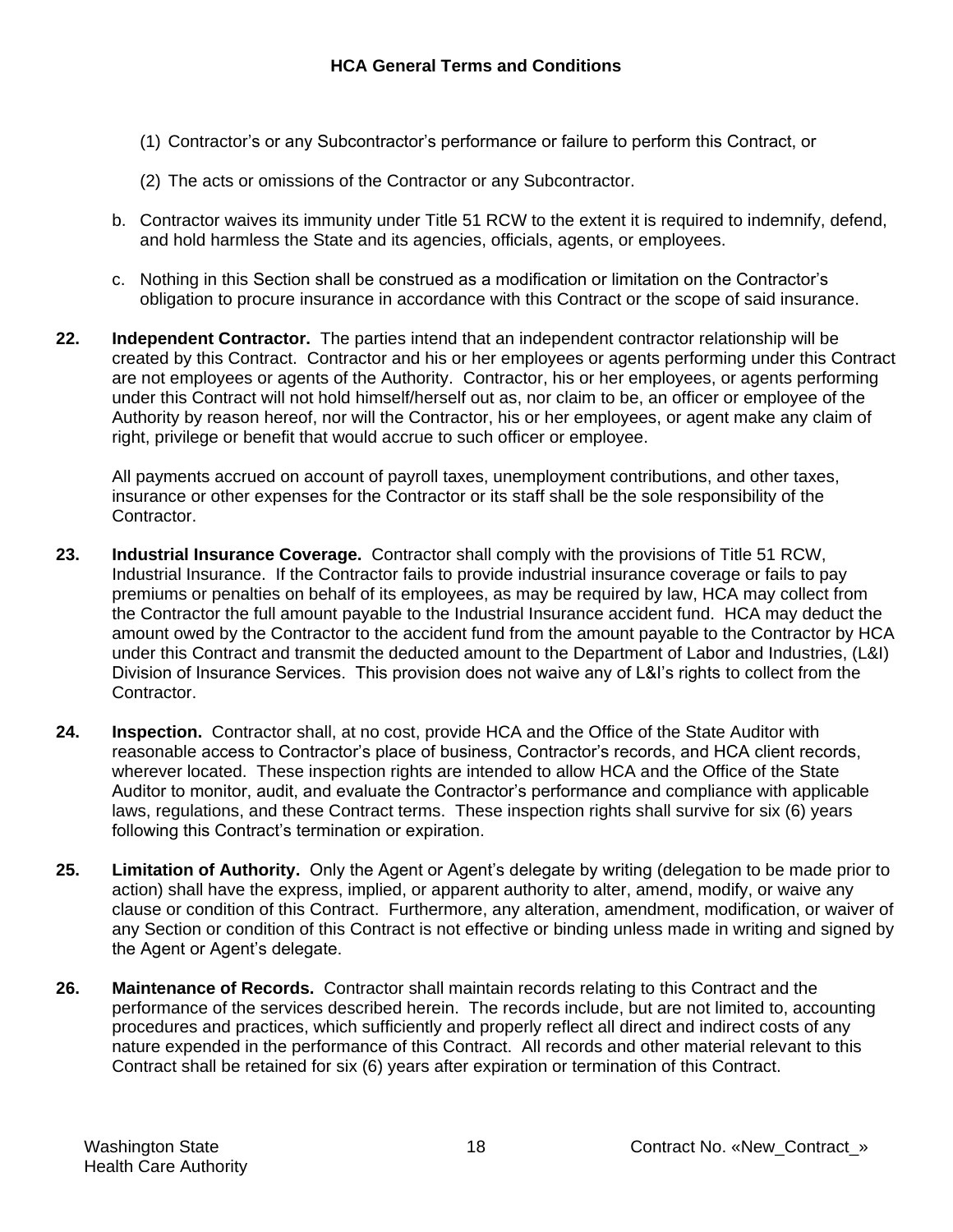(1) Contractor's or any Subcontractor's performance or failure to perform this Contract, or

(2) The acts or omissions of the Contractor or any Subcontractor.

b. Contractor waives its immunity under Title 51 RCW to the extent it is required to indemnify, defend, and hold harmless the State and its agencies, officials, agents, or employees.

c. Nothing in this Section shall be construed as a modification or limitation on the Contractor's obligation to procure insurance in accordance with this Contract or the scope of said insurance.

**22. Independent Contractor.** The parties intend that an independent contractor relationship will be created by this Contract. Contractor and his or her employees or agents performing under this Contract are not employees or agents of the Authority. Contractor, his or her employees, or agents performing under this Contract will not hold himself/herself out as, nor claim to be, an officer or employee of the Authority by reason hereof, nor will the Contractor, his or her employees, or agent make any claim of right, privilege or benefit that would accrue to such officer or employee.

All payments accrued on account of payroll taxes, unemployment contributions, and other taxes, insurance or other expenses for the Contractor or its staff shall be the sole responsibility of the Contractor.

**23. Industrial Insurance Coverage.** Contractor shall comply with the provisions of Title 51 RCW, Industrial Insurance. If the Contractor fails to provide industrial insurance coverage or fails to pay premiums or penalties on behalf of its employees, as may be required by law, HCA may collect from the Contractor the full amount payable to the Industrial Insurance accident fund. HCA may deduct the amount owed by the Contractor to the accident fund from the amount payable to the Contractor by HCA under this Contract and transmit the deducted amount to the Department of Labor and Industries, (L&I) Division of Insurance Services. This provision does not waive any of L&I's rights to collect from the Contractor.

**24. Inspection.** Contractor shall, at no cost, provide HCA and the Office of the State Auditor with reasonable access to Contractor's place of business, Contractor's records, and HCA client records, wherever located. These inspection rights are intended to allow HCA and the Office of the State Auditor to monitor, audit, and evaluate the Contractor's performance and compliance with applicable laws, regulations, and these Contract terms. These inspection rights shall survive for six (6) years following this Contract's termination or expiration.

**25. Limitation of Authority.** Only the Agent or Agent's delegate by writing (delegation to be made prior to action) shall have the express, implied, or apparent authority to alter, amend, modify, or waive any clause or condition of this Contract. Furthermore, any alteration, amendment, modification, or waiver of any Section or condition of this Contract is not effective or binding unless made in writing and signed by the Agent or Agent's delegate.

**26. Maintenance of Records.** Contractor shall maintain records relating to this Contract and the performance of the services described herein. The records include, but are not limited to, accounting procedures and practices, which sufficiently and properly reflect all direct and indirect costs of any nature expended in the performance of this Contract. All records and other material relevant to this Contract shall be retained for six (6) years after expiration or termination of this Contract.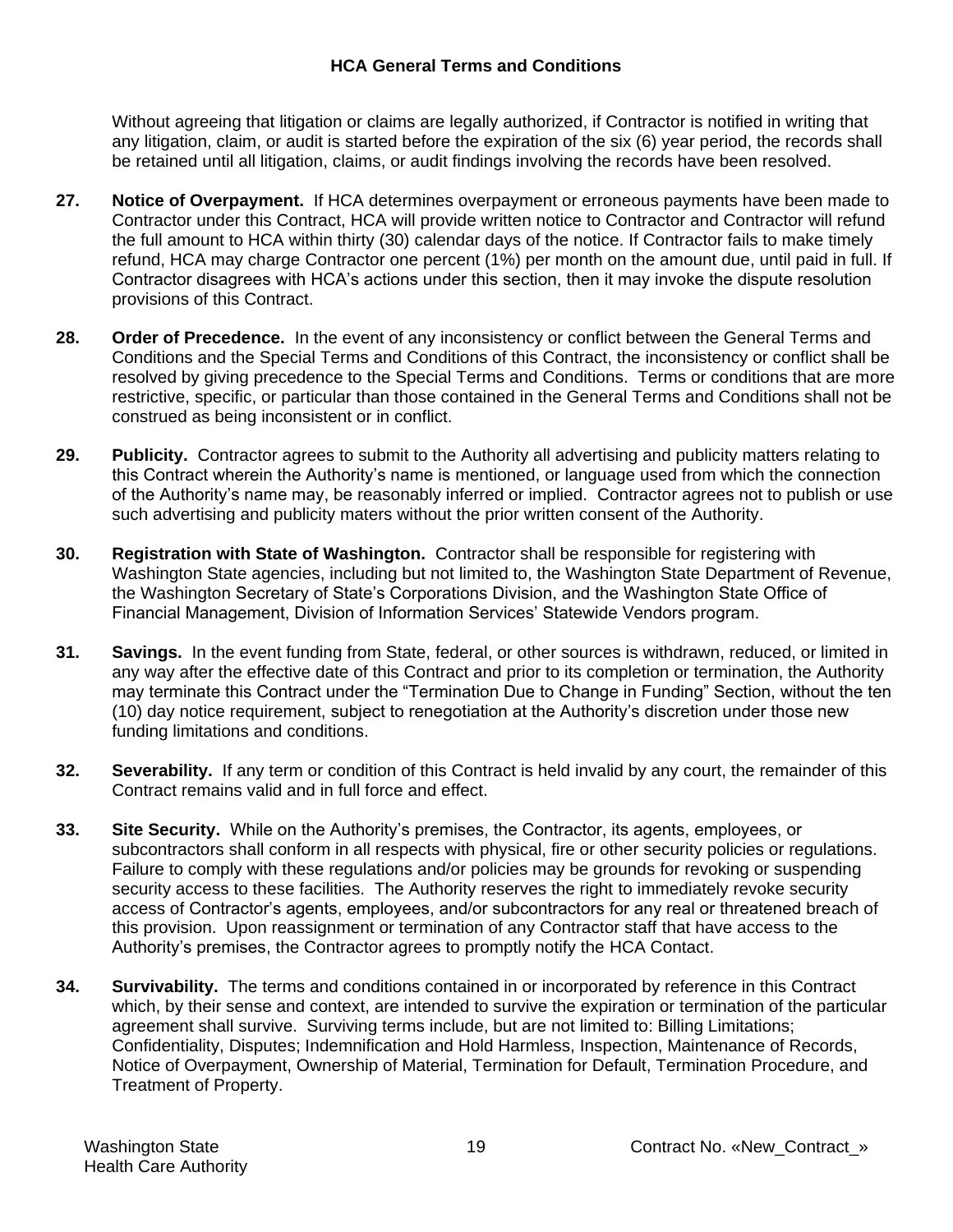Without agreeing that litigation or claims are legally authorized, if Contractor is notified in writing that any litigation, claim, or audit is started before the expiration of the six (6) year period, the records shall be retained until all litigation, claims, or audit findings involving the records have been resolved.

**27. Notice of Overpayment.** If HCA determines overpayment or erroneous payments have been made to Contractor under this Contract, HCA will provide written notice to Contractor and Contractor will refund the full amount to HCA within thirty (30) calendar days of the notice. If Contractor fails to make timely refund, HCA may charge Contractor one percent (1%) per month on the amount due, until paid in full. If Contractor disagrees with HCA's actions under this section, then it may invoke the dispute resolution provisions of this Contract.

**28. Order of Precedence.** In the event of any inconsistency or conflict between the General Terms and Conditions and the Special Terms and Conditions of this Contract, the inconsistency or conflict shall be resolved by giving precedence to the Special Terms and Conditions. Terms or conditions that are more restrictive, specific, or particular than those contained in the General Terms and Conditions shall not be construed as being inconsistent or in conflict.

**29. Publicity.** Contractor agrees to submit to the Authority all advertising and publicity matters relating to this Contract wherein the Authority's name is mentioned, or language used from which the connection of the Authority's name may, be reasonably inferred or implied. Contractor agrees not to publish or use such advertising and publicity maters without the prior written consent of the Authority.

**30. Registration with State of Washington.** Contractor shall be responsible for registering with Washington State agencies, including but not limited to, the Washington State Department of Revenue, the Washington Secretary of State's Corporations Division, and the Washington State Office of Financial Management, Division of Information Services' Statewide Vendors program.

**31. Savings.** In the event funding from State, federal, or other sources is withdrawn, reduced, or limited in any way after the effective date of this Contract and prior to its completion or termination, the Authority may terminate this Contract under the "Termination Due to Change in Funding" Section, without the ten (10) day notice requirement, subject to renegotiation at the Authority's discretion under those new funding limitations and conditions.

**32. Severability.** If any term or condition of this Contract is held invalid by any court, the remainder of this Contract remains valid and in full force and effect.

**33. Site Security.** While on the Authority's premises, the Contractor, its agents, employees, or subcontractors shall conform in all respects with physical, fire or other security policies or regulations. Failure to comply with these regulations and/or policies may be grounds for revoking or suspending security access to these facilities. The Authority reserves the right to immediately revoke security access of Contractor's agents, employees, and/or subcontractors for any real or threatened breach of this provision. Upon reassignment or termination of any Contractor staff that have access to the Authority's premises, the Contractor agrees to promptly notify the HCA Contact.

**34. Survivability.** The terms and conditions contained in or incorporated by reference in this Contract which, by their sense and context, are intended to survive the expiration or termination of the particular agreement shall survive. Surviving terms include, but are not limited to: Billing Limitations; Confidentiality, Disputes; Indemnification and Hold Harmless, Inspection, Maintenance of Records, Notice of Overpayment, Ownership of Material, Termination for Default, Termination Procedure, and Treatment of Property.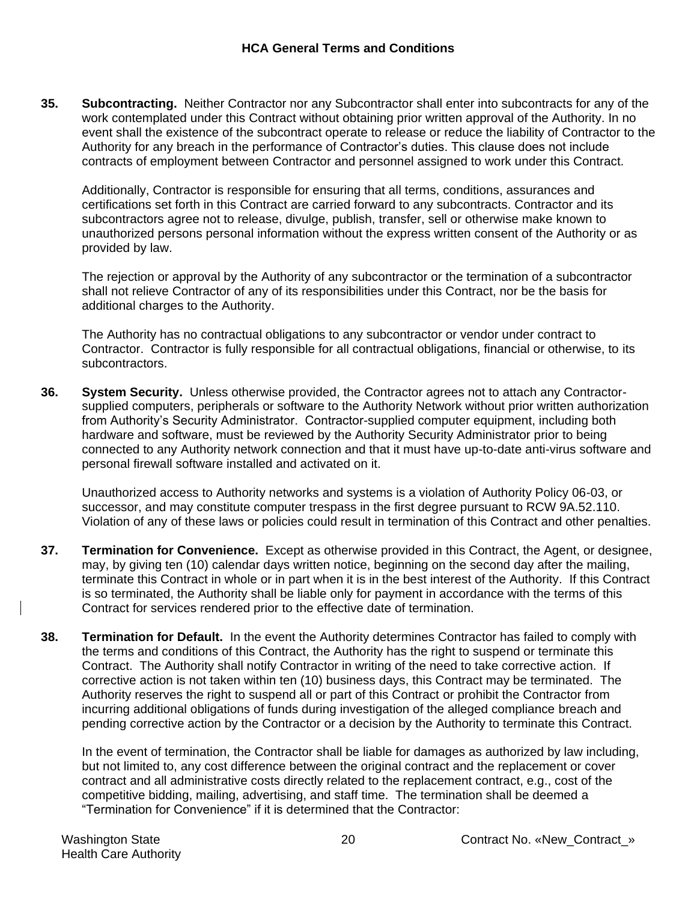**35. Subcontracting.** Neither Contractor nor any Subcontractor shall enter into subcontracts for any of the work contemplated under this Contract without obtaining prior written approval of the Authority. In no event shall the existence of the subcontract operate to release or reduce the liability of Contractor to the Authority for any breach in the performance of Contractor's duties. This clause does not include contracts of employment between Contractor and personnel assigned to work under this Contract.

Additionally, Contractor is responsible for ensuring that all terms, conditions, assurances and certifications set forth in this Contract are carried forward to any subcontracts. Contractor and its subcontractors agree not to release, divulge, publish, transfer, sell or otherwise make known to unauthorized persons personal information without the express written consent of the Authority or as provided by law.

The rejection or approval by the Authority of any subcontractor or the termination of a subcontractor shall not relieve Contractor of any of its responsibilities under this Contract, nor be the basis for additional charges to the Authority.

The Authority has no contractual obligations to any subcontractor or vendor under contract to Contractor. Contractor is fully responsible for all contractual obligations, financial or otherwise, to its subcontractors.

**36. System Security.** Unless otherwise provided, the Contractor agrees not to attach any Contractor-supplied computers, peripherals or software to the Authority Network without prior written authorization from Authority's Security Administrator. Contractor-supplied computer equipment, including both hardware and software, must be reviewed by the Authority Security Administrator prior to being connected to any Authority network connection and that it must have up-to-date anti-virus software and personal firewall software installed and activated on it.

Unauthorized access to Authority networks and systems is a violation of Authority Policy 06-03, or successor, and may constitute computer trespass in the first degree pursuant to RCW 9A.52.110. Violation of any of these laws or policies could result in termination of this Contract and other penalties.

**37. Termination for Convenience.** Except as otherwise provided in this Contract, the Agent, or designee, may, by giving ten (10) calendar days written notice, beginning on the second day after the mailing, terminate this Contract in whole or in part when it is in the best interest of the Authority. If this Contract is so terminated, the Authority shall be liable only for payment in accordance with the terms of this Contract for services rendered prior to the effective date of termination.

**38. Termination for Default.** In the event the Authority determines Contractor has failed to comply with the terms and conditions of this Contract, the Authority has the right to suspend or terminate this Contract. The Authority shall notify Contractor in writing of the need to take corrective action. If corrective action is not taken within ten (10) business days, this Contract may be terminated. The Authority reserves the right to suspend all or part of this Contract or prohibit the Contractor from incurring additional obligations of funds during investigation of the alleged compliance breach and pending corrective action by the Contractor or a decision by the Authority to terminate this Contract.

In the event of termination, the Contractor shall be liable for damages as authorized by law including, but not limited to, any cost difference between the original contract and the replacement or cover contract and all administrative costs directly related to the replacement contract, e.g., cost of the competitive bidding, mailing, advertising, and staff time. The termination shall be deemed a "Termination for Convenience" if it is determined that the Contractor: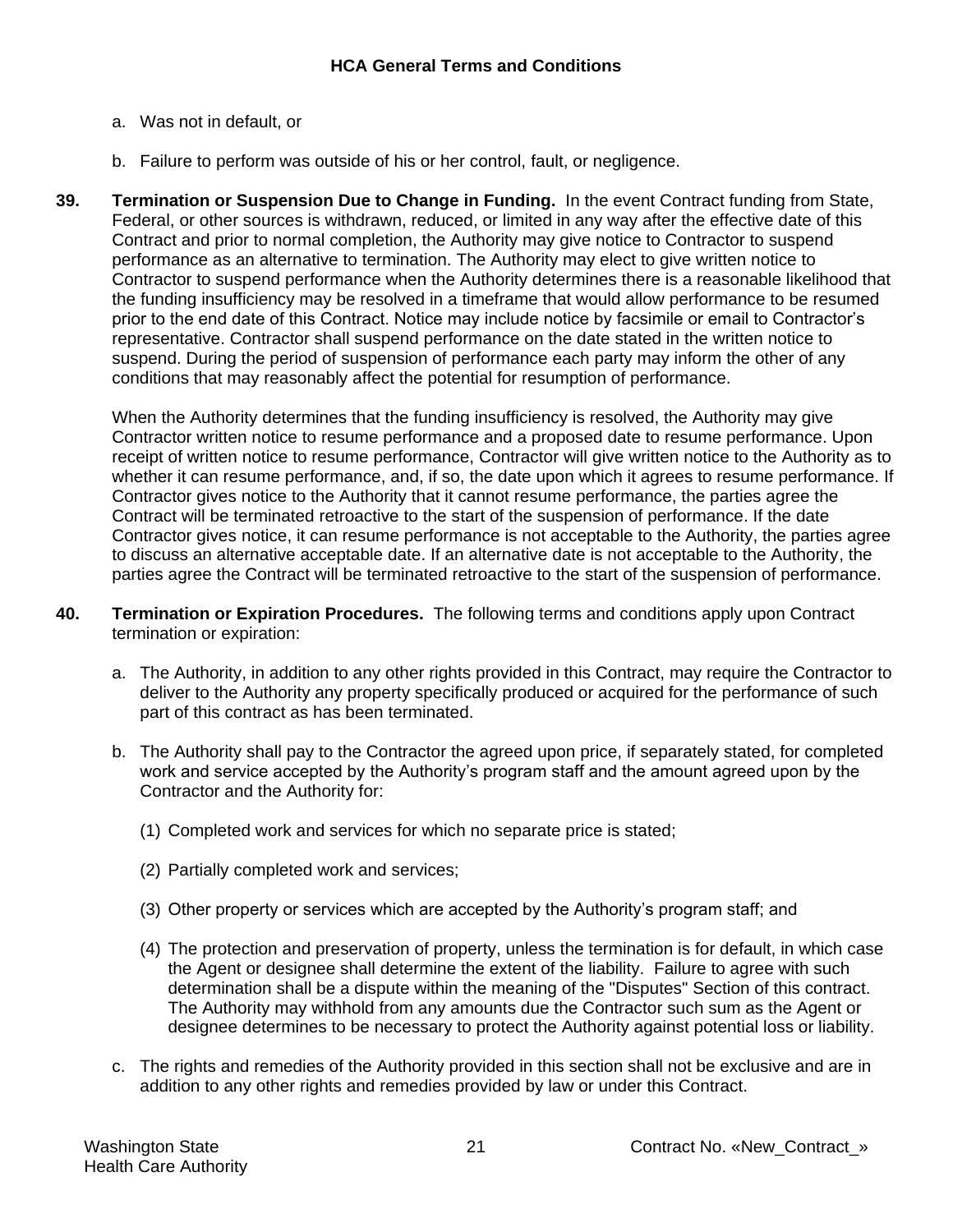a. Was not in default, or

b. Failure to perform was outside of his or her control, fault, or negligence.

**39. Termination or Suspension Due to Change in Funding.** In the event Contract funding from State, Federal, or other sources is withdrawn, reduced, or limited in any way after the effective date of this Contract and prior to normal completion, the Authority may give notice to Contractor to suspend performance as an alternative to termination. The Authority may elect to give written notice to Contractor to suspend performance when the Authority determines there is a reasonable likelihood that the funding insufficiency may be resolved in a timeframe that would allow performance to be resumed prior to the end date of this Contract. Notice may include notice by facsimile or email to Contractor's representative. Contractor shall suspend performance on the date stated in the written notice to suspend. During the period of suspension of performance each party may inform the other of any conditions that may reasonably affect the potential for resumption of performance.

When the Authority determines that the funding insufficiency is resolved, the Authority may give Contractor written notice to resume performance and a proposed date to resume performance. Upon receipt of written notice to resume performance, Contractor will give written notice to the Authority as to whether it can resume performance, and, if so, the date upon which it agrees to resume performance. If Contractor gives notice to the Authority that it cannot resume performance, the parties agree the Contract will be terminated retroactive to the start of the suspension of performance. If the date Contractor gives notice, it can resume performance is not acceptable to the Authority, the parties agree to discuss an alternative acceptable date. If an alternative date is not acceptable to the Authority, the parties agree the Contract will be terminated retroactive to the start of the suspension of performance.

**40. Termination or Expiration Procedures.** The following terms and conditions apply upon Contract termination or expiration:

a. The Authority, in addition to any other rights provided in this Contract, may require the Contractor to deliver to the Authority any property specifically produced or acquired for the performance of such part of this contract as has been terminated.

b. The Authority shall pay to the Contractor the agreed upon price, if separately stated, for completed work and service accepted by the Authority's program staff and the amount agreed upon by the Contractor and the Authority for:

   (1) Completed work and services for which no separate price is stated;

   (2) Partially completed work and services;

   (3) Other property or services which are accepted by the Authority's program staff; and

   (4) The protection and preservation of property, unless the termination is for default, in which case the Agent or designee shall determine the extent of the liability. Failure to agree with such determination shall be a dispute within the meaning of the "Disputes" Section of this contract. The Authority may withhold from any amounts due the Contractor such sum as the Agent or designee determines to be necessary to protect the Authority against potential loss or liability.

c. The rights and remedies of the Authority provided in this section shall not be exclusive and are in addition to any other rights and remedies provided by law or under this Contract.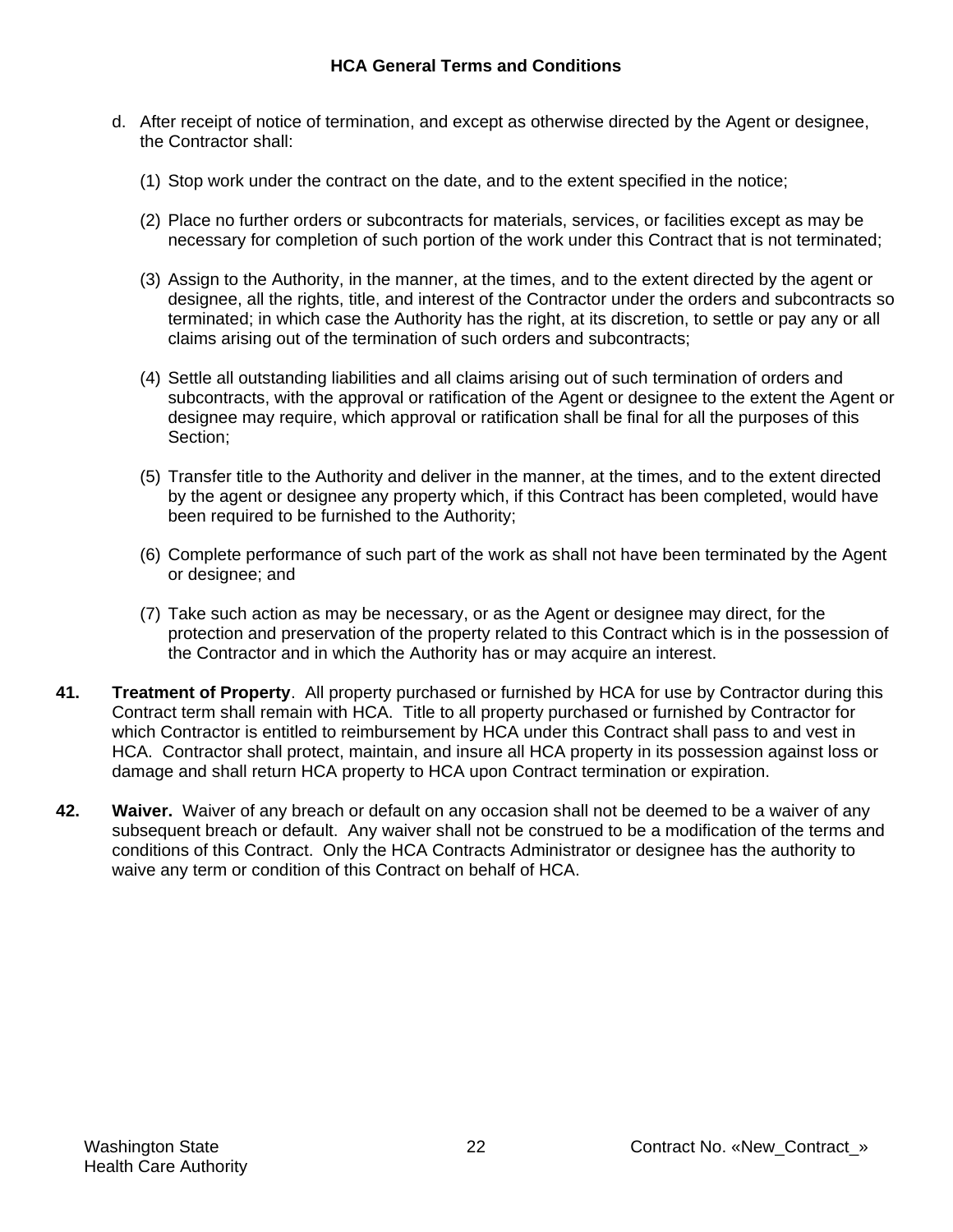d. After receipt of notice of termination, and except as otherwise directed by the Agent or designee, the Contractor shall:

   (1) Stop work under the contract on the date, and to the extent specified in the notice;

   (2) Place no further orders or subcontracts for materials, services, or facilities except as may be necessary for completion of such portion of the work under this Contract that is not terminated;

   (3) Assign to the Authority, in the manner, at the times, and to the extent directed by the agent or designee, all the rights, title, and interest of the Contractor under the orders and subcontracts so terminated; in which case the Authority has the right, at its discretion, to settle or pay any or all claims arising out of the termination of such orders and subcontracts;

   (4) Settle all outstanding liabilities and all claims arising out of such termination of orders and subcontracts, with the approval or ratification of the Agent or designee to the extent the Agent or designee may require, which approval or ratification shall be final for all the purposes of this Section;

   (5) Transfer title to the Authority and deliver in the manner, at the times, and to the extent directed by the agent or designee any property which, if this Contract has been completed, would have been required to be furnished to the Authority;

   (6) Complete performance of such part of the work as shall not have been terminated by the Agent or designee; and

   (7) Take such action as may be necessary, or as the Agent or designee may direct, for the protection and preservation of the property related to this Contract which is in the possession of the Contractor and in which the Authority has or may acquire an interest.

**41. Treatment of Property**. All property purchased or furnished by HCA for use by Contractor during this Contract term shall remain with HCA. Title to all property purchased or furnished by Contractor for which Contractor is entitled to reimbursement by HCA under this Contract shall pass to and vest in HCA. Contractor shall protect, maintain, and insure all HCA property in its possession against loss or damage and shall return HCA property to HCA upon Contract termination or expiration.

**42. Waiver.** Waiver of any breach or default on any occasion shall not be deemed to be a waiver of any subsequent breach or default. Any waiver shall not be construed to be a modification of the terms and conditions of this Contract. Only the HCA Contracts Administrator or designee has the authority to waive any term or condition of this Contract on behalf of HCA.